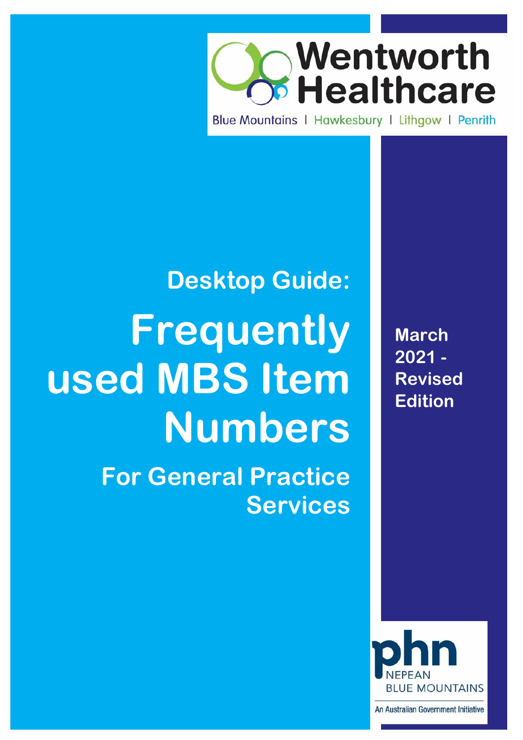Wentworth Healthcare

Blue Mountains | Hawkesbury | Lithgow | Penrith

## Desktop Guide:

# Frequently used MBS Item Numbers

## For General Practice Services

**March 2021 - Revised Edition**

phn NEPEAN BLUE MOUNTAINS

An Australian Government Initiative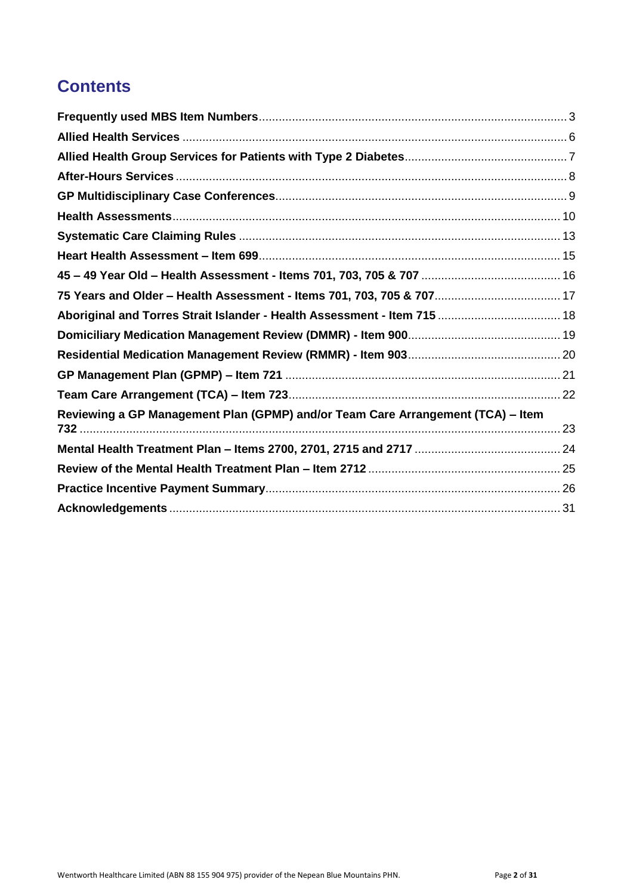# Contents

| | |
|---|---|
| **Frequently used MBS Item Numbers** | 3 |
| **Allied Health Services** | 6 |
| **Allied Health Group Services for Patients with Type 2 Diabetes** | 7 |
| **After-Hours Services** | 8 |
| **GP Multidisciplinary Case Conferences** | 9 |
| **Health Assessments** | 10 |
| **Systematic Care Claiming Rules** | 13 |
| **Heart Health Assessment – Item 699** | 15 |
| **45 – 49 Year Old – Health Assessment - Items 701, 703, 705 & 707** | 16 |
| **75 Years and Older – Health Assessment - Items 701, 703, 705 & 707** | 17 |
| **Aboriginal and Torres Strait Islander - Health Assessment - Item 715** | 18 |
| **Domiciliary Medication Management Review (DMMR) - Item 900** | 19 |
| **Residential Medication Management Review (RMMR) - Item 903** | 20 |
| **GP Management Plan (GPMP) – Item 721** | 21 |
| **Team Care Arrangement (TCA) – Item 723** | 22 |
| **Reviewing a GP Management Plan (GPMP) and/or Team Care Arrangement (TCA) – Item 732** | 23 |
| **Mental Health Treatment Plan – Items 2700, 2701, 2715 and 2717** | 24 |
| **Review of the Mental Health Treatment Plan – Item 2712** | 25 |
| **Practice Incentive Payment Summary** | 26 |
| **Acknowledgements** | 31 |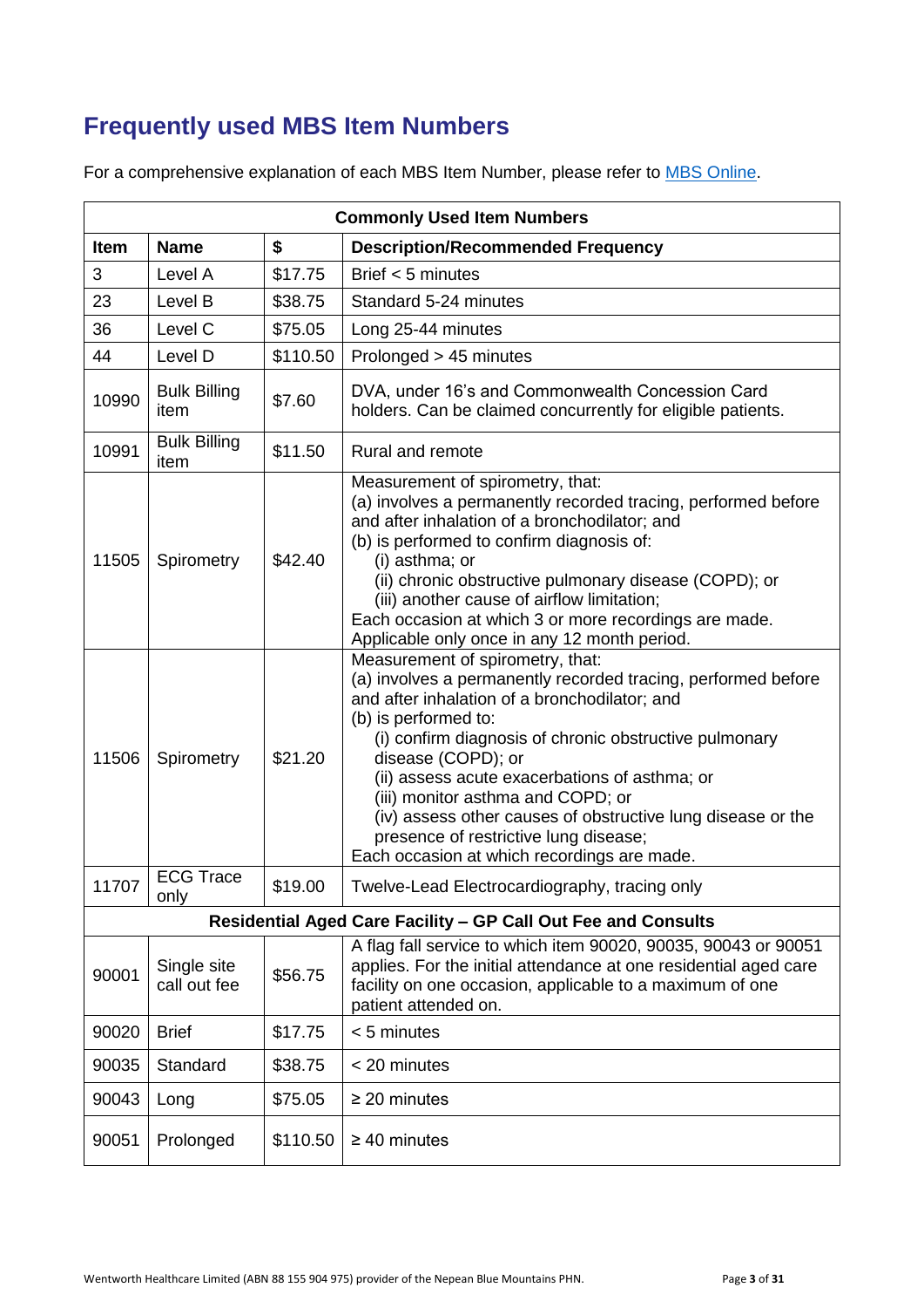# Frequently used MBS Item Numbers

For a comprehensive explanation of each MBS Item Number, please refer to MBS Online.

| Commonly Used Item Numbers | | | |
|---|---|---|---|
| **Item** | **Name** | **$** | **Description/Recommended Frequency** |
| 3 | Level A | $17.75 | Brief < 5 minutes |
| 23 | Level B | $38.75 | Standard 5-24 minutes |
| 36 | Level C | $75.05 | Long 25-44 minutes |
| 44 | Level D | $110.50 | Prolonged > 45 minutes |
| 10990 | Bulk Billing item | $7.60 | DVA, under 16's and Commonwealth Concession Card holders. Can be claimed concurrently for eligible patients. |
| 10991 | Bulk Billing item | $11.50 | Rural and remote |
| 11505 | Spirometry | $42.40 | Measurement of spirometry, that:<br>(a) involves a permanently recorded tracing, performed before and after inhalation of a bronchodilator; and<br>(b) is performed to confirm diagnosis of:<br>(i) asthma; or<br>(ii) chronic obstructive pulmonary disease (COPD); or<br>(iii) another cause of airflow limitation;<br>Each occasion at which 3 or more recordings are made. Applicable only once in any 12 month period. |
| 11506 | Spirometry | $21.20 | Measurement of spirometry, that:<br>(a) involves a permanently recorded tracing, performed before and after inhalation of a bronchodilator; and<br>(b) is performed to:<br>(i) confirm diagnosis of chronic obstructive pulmonary disease (COPD); or<br>(ii) assess acute exacerbations of asthma; or<br>(iii) monitor asthma and COPD; or<br>(iv) assess other causes of obstructive lung disease or the presence of restrictive lung disease;<br>Each occasion at which recordings are made. |
| 11707 | ECG Trace only | $19.00 | Twelve-Lead Electrocardiography, tracing only |
| **Residential Aged Care Facility – GP Call Out Fee and Consults** | | | |
| 90001 | Single site call out fee | $56.75 | A flag fall service to which item 90020, 90035, 90043 or 90051 applies. For the initial attendance at one residential aged care facility on one occasion, applicable to a maximum of one patient attended on. |
| 90020 | Brief | $17.75 | < 5 minutes |
| 90035 | Standard | $38.75 | < 20 minutes |
| 90043 | Long | $75.05 | ≥ 20 minutes |
| 90051 | Prolonged | $110.50 | ≥ 40 minutes |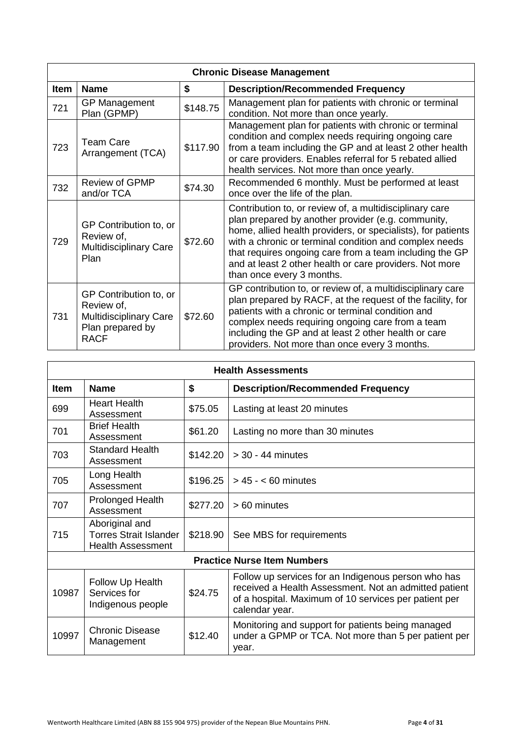| Chronic Disease Management | | | |
|---|---|---|---|
| **Item** | **Name** | **$** | **Description/Recommended Frequency** |
| 721 | GP Management Plan (GPMP) | $148.75 | Management plan for patients with chronic or terminal condition. Not more than once yearly. |
| 723 | Team Care Arrangement (TCA) | $117.90 | Management plan for patients with chronic or terminal condition and complex needs requiring ongoing care from a team including the GP and at least 2 other health or care providers. Enables referral for 5 rebated allied health services. Not more than once yearly. |
| 732 | Review of GPMP and/or TCA | $74.30 | Recommended 6 monthly. Must be performed at least once over the life of the plan. |
| 729 | GP Contribution to, or Review of, Multidisciplinary Care Plan | $72.60 | Contribution to, or review of, a multidisciplinary care plan prepared by another provider (e.g. community, home, allied health providers, or specialists), for patients with a chronic or terminal condition and complex needs that requires ongoing care from a team including the GP and at least 2 other health or care providers. Not more than once every 3 months. |
| 731 | GP Contribution to, or Review of, Multidisciplinary Care Plan prepared by RACF | $72.60 | GP contribution to, or review of, a multidisciplinary care plan prepared by RACF, at the request of the facility, for patients with a chronic or terminal condition and complex needs requiring ongoing care from a team including the GP and at least 2 other health or care providers. Not more than once every 3 months. |

| Health Assessments | | | |
|---|---|---|---|
| **Item** | **Name** | **$** | **Description/Recommended Frequency** |
| 699 | Heart Health Assessment | $75.05 | Lasting at least 20 minutes |
| 701 | Brief Health Assessment | $61.20 | Lasting no more than 30 minutes |
| 703 | Standard Health Assessment | $142.20 | > 30 - 44 minutes |
| 705 | Long Health Assessment | $196.25 | > 45 - < 60 minutes |
| 707 | Prolonged Health Assessment | $277.20 | > 60 minutes |
| 715 | Aboriginal and Torres Strait Islander Health Assessment | $218.90 | See MBS for requirements |
| **Practice Nurse Item Numbers** | | | |
| 10987 | Follow Up Health Services for Indigenous people | $24.75 | Follow up services for an Indigenous person who has received a Health Assessment. Not an admitted patient of a hospital. Maximum of 10 services per patient per calendar year. |
| 10997 | Chronic Disease Management | $12.40 | Monitoring and support for patients being managed under a GPMP or TCA. Not more than 5 per patient per year. |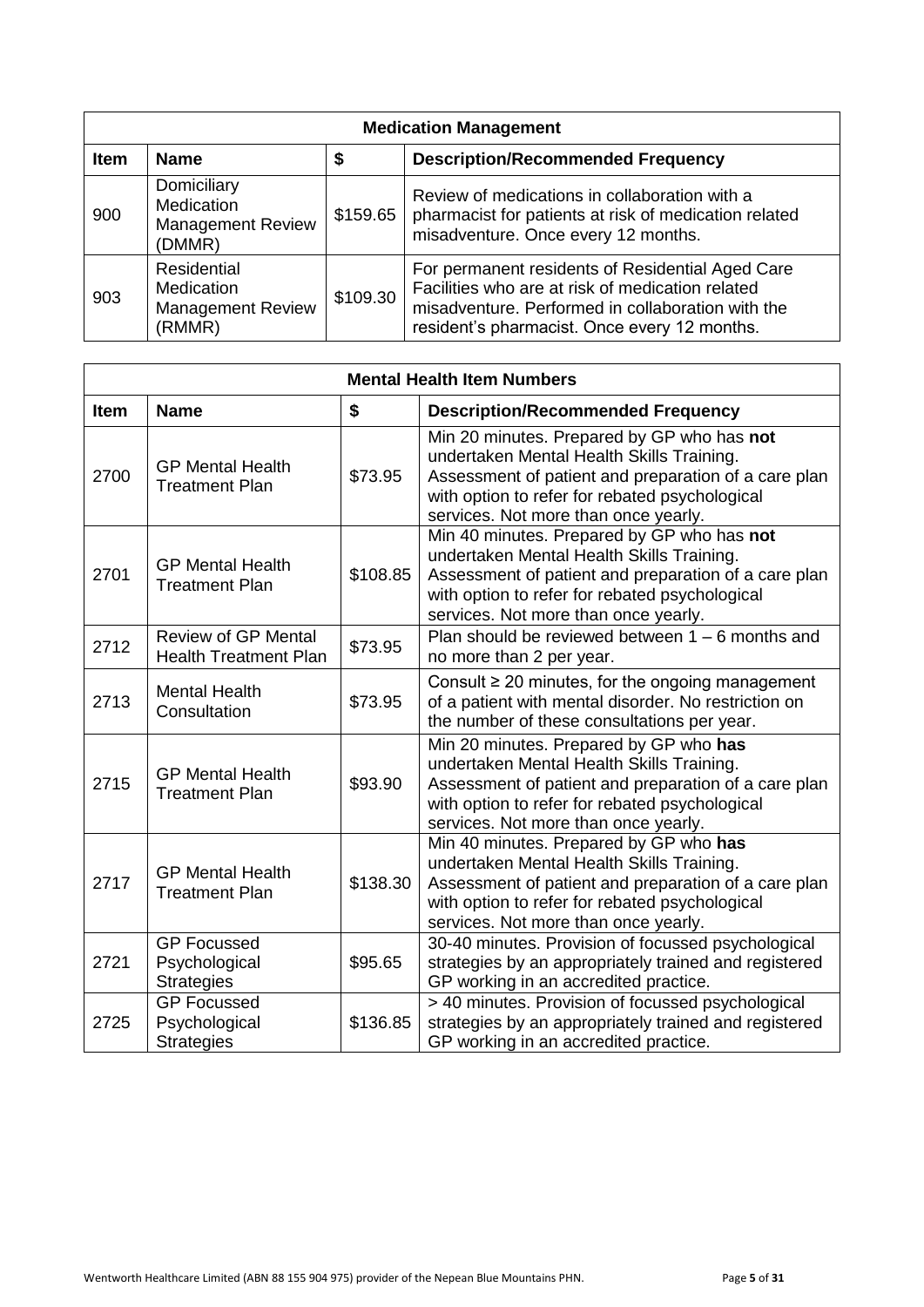| **Medication Management** | | | |
|---|---|---|---|
| **Item** | **Name** | **$** | **Description/Recommended Frequency** |
| 900 | Domiciliary Medication Management Review (DMMR) | $159.65 | Review of medications in collaboration with a pharmacist for patients at risk of medication related misadventure. Once every 12 months. |
| 903 | Residential Medication Management Review (RMMR) | $109.30 | For permanent residents of Residential Aged Care Facilities who are at risk of medication related misadventure. Performed in collaboration with the resident's pharmacist. Once every 12 months. |

| **Mental Health Item Numbers** | | | |
|---|---|---|---|
| **Item** | **Name** | **$** | **Description/Recommended Frequency** |
| 2700 | GP Mental Health Treatment Plan | $73.95 | Min 20 minutes. Prepared by GP who has **not** undertaken Mental Health Skills Training. Assessment of patient and preparation of a care plan with option to refer for rebated psychological services. Not more than once yearly. |
| 2701 | GP Mental Health Treatment Plan | $108.85 | Min 40 minutes. Prepared by GP who has **not** undertaken Mental Health Skills Training. Assessment of patient and preparation of a care plan with option to refer for rebated psychological services. Not more than once yearly. |
| 2712 | Review of GP Mental Health Treatment Plan | $73.95 | Plan should be reviewed between 1 – 6 months and no more than 2 per year. |
| 2713 | Mental Health Consultation | $73.95 | Consult ≥ 20 minutes, for the ongoing management of a patient with mental disorder. No restriction on the number of these consultations per year. |
| 2715 | GP Mental Health Treatment Plan | $93.90 | Min 20 minutes. Prepared by GP who **has** undertaken Mental Health Skills Training. Assessment of patient and preparation of a care plan with option to refer for rebated psychological services. Not more than once yearly. |
| 2717 | GP Mental Health Treatment Plan | $138.30 | Min 40 minutes. Prepared by GP who **has** undertaken Mental Health Skills Training. Assessment of patient and preparation of a care plan with option to refer for rebated psychological services. Not more than once yearly. |
| 2721 | GP Focussed Psychological Strategies | $95.65 | 30-40 minutes. Provision of focussed psychological strategies by an appropriately trained and registered GP working in an accredited practice. |
| 2725 | GP Focussed Psychological Strategies | $136.85 | > 40 minutes. Provision of focussed psychological strategies by an appropriately trained and registered GP working in an accredited practice. |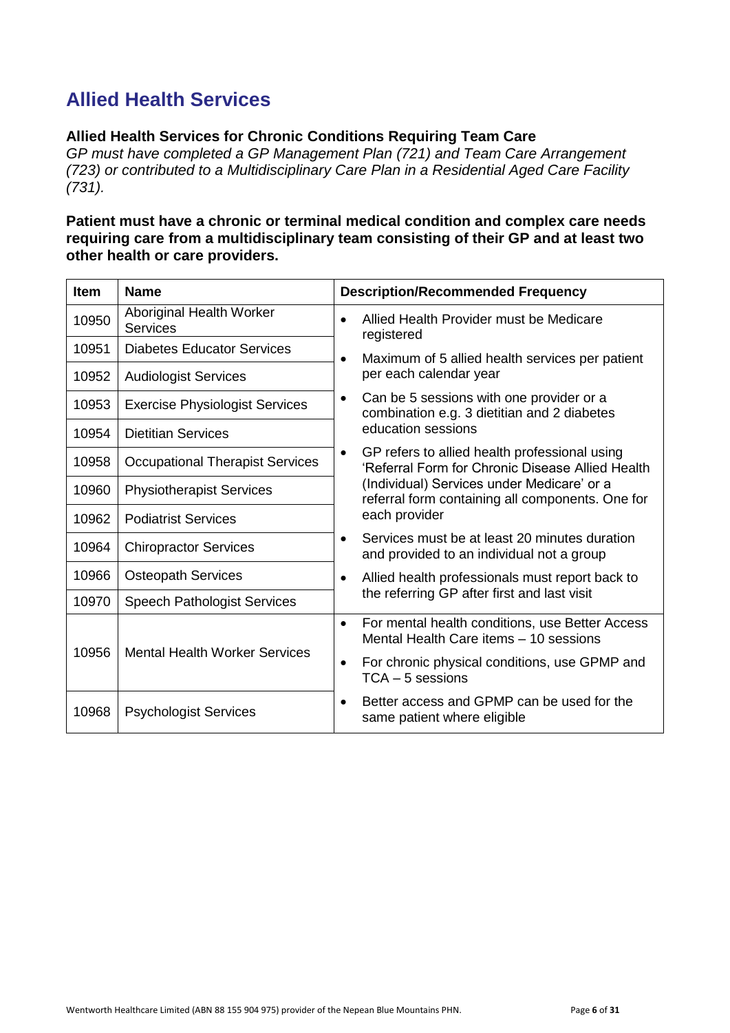# Allied Health Services

### Allied Health Services for Chronic Conditions Requiring Team Care

*GP must have completed a GP Management Plan (721) and Team Care Arrangement (723) or contributed to a Multidisciplinary Care Plan in a Residential Aged Care Facility (731).*

**Patient must have a chronic or terminal medical condition and complex care needs requiring care from a multidisciplinary team consisting of their GP and at least two other health or care providers.**

| Item | Name | Description/Recommended Frequency |
|---|---|---|
| 10950 | Aboriginal Health Worker Services | • Allied Health Provider must be Medicare registered<br>• Maximum of 5 allied health services per patient per each calendar year<br>• Can be 5 sessions with one provider or a combination e.g. 3 dietitian and 2 diabetes education sessions<br>• GP refers to allied health professional using 'Referral Form for Chronic Disease Allied Health (Individual) Services under Medicare' or a referral form containing all components. One for each provider<br>• Services must be at least 20 minutes duration and provided to an individual not a group<br>• Allied health professionals must report back to the referring GP after first and last visit |
| 10951 | Diabetes Educator Services | |
| 10952 | Audiologist Services | |
| 10953 | Exercise Physiologist Services | |
| 10954 | Dietitian Services | |
| 10958 | Occupational Therapist Services | |
| 10960 | Physiotherapist Services | |
| 10962 | Podiatrist Services | |
| 10964 | Chiropractor Services | |
| 10966 | Osteopath Services | |
| 10970 | Speech Pathologist Services | |
| 10956 | Mental Health Worker Services | • For mental health conditions, use Better Access Mental Health Care items – 10 sessions<br>• For chronic physical conditions, use GPMP and TCA – 5 sessions |
| 10968 | Psychologist Services | • Better access and GPMP can be used for the same patient where eligible |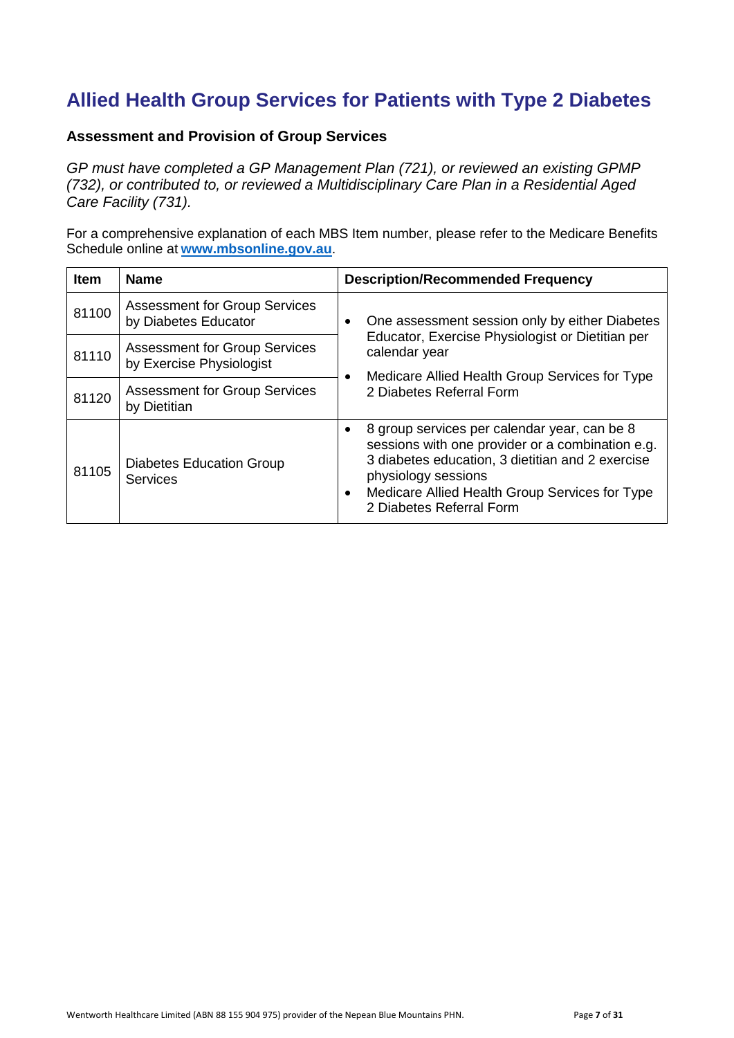# Allied Health Group Services for Patients with Type 2 Diabetes

### Assessment and Provision of Group Services

*GP must have completed a GP Management Plan (721), or reviewed an existing GPMP (732), or contributed to, or reviewed a Multidisciplinary Care Plan in a Residential Aged Care Facility (731).*

For a comprehensive explanation of each MBS Item number, please refer to the Medicare Benefits Schedule online at **www.mbsonline.gov.au**.

| Item | Name | Description/Recommended Frequency |
|---|---|---|
| 81100 | Assessment for Group Services by Diabetes Educator | • One assessment session only by either Diabetes Educator, Exercise Physiologist or Dietitian per calendar year<br>• Medicare Allied Health Group Services for Type 2 Diabetes Referral Form |
| 81110 | Assessment for Group Services by Exercise Physiologist | |
| 81120 | Assessment for Group Services by Dietitian | |
| 81105 | Diabetes Education Group Services | • 8 group services per calendar year, can be 8 sessions with one provider or a combination e.g. 3 diabetes education, 3 dietitian and 2 exercise physiology sessions<br>• Medicare Allied Health Group Services for Type 2 Diabetes Referral Form |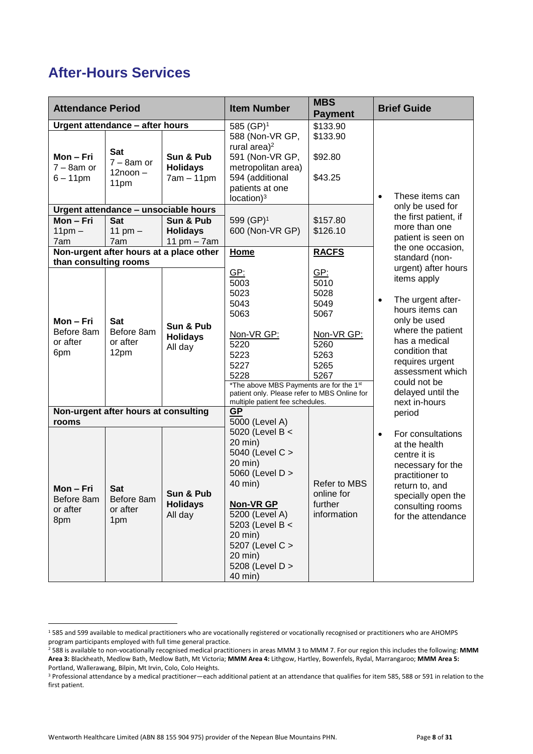## After-Hours Services

| Attendance Period | | | Item Number | MBS Payment | Brief Guide |
|---|---|---|---|---|---|
| **Urgent attendance – after hours** | | | 585 (GP)[1]<br>588 (Non-VR GP, rural area)[2]<br>591 (Non-VR GP, metropolitan area)<br>594 (additional patients at one location)[3] | $133.90<br>$133.90<br>$92.80<br>$43.25 | • These items can only be used for the first patient, if more than one patient is seen on the one occasion, standard (non-urgent) after hours items apply<br>• The urgent after-hours items can only be used where the patient has a medical condition that requires urgent assessment which could not be delayed until the next in-hours period<br>• For consultations at the health centre it is necessary for the practitioner to return to, and specially open the consulting rooms for the attendance |
| **Mon – Fri**<br>7 – 8am or 6 – 11pm | **Sat**<br>7 – 8am or 12noon – 11pm | **Sun & Pub Holidays**<br>7am – 11pm | | | |
| **Urgent attendance – unsociable hours** | | | 599 (GP)[1]<br>600 (Non-VR GP) | $157.80<br>$126.10 | |
| **Mon – Fri**<br>11pm – 7am | **Sat**<br>11 pm – 7am | **Sun & Pub Holidays**<br>11 pm – 7am | | | |
| **Non-urgent after hours at a place other than consulting rooms** | | | **Home** | **RACFS** | |
| **Mon – Fri**<br>Before 8am or after 6pm | **Sat**<br>Before 8am or after 12pm | **Sun & Pub Holidays**<br>All day | GP:<br>5003<br>5023<br>5043<br>5063<br><br>Non-VR GP:<br>5220<br>5223<br>5227<br>5228 | GP:<br>5010<br>5028<br>5049<br>5067<br><br>Non-VR GP:<br>5260<br>5263<br>5265<br>5267 | |
| | | | *The above MBS Payments are for the 1st patient only. Please refer to MBS Online for multiple patient fee schedules. | | |
| **Non-urgent after hours at consulting rooms** | | | **GP**<br>5000 (Level A)<br>5020 (Level B < 20 min)<br>5040 (Level C > 20 min)<br>5060 (Level D > 40 min)<br><br>**Non-VR GP**<br>5200 (Level A)<br>5203 (Level B < 20 min)<br>5207 (Level C > 20 min)<br>5208 (Level D > 40 min) | Refer to MBS online for further information | |
| **Mon – Fri**<br>Before 8am or after 8pm | **Sat**<br>Before 8am or after 1pm | **Sun & Pub Holidays**<br>All day | | | |

[1] 585 and 599 available to medical practitioners who are vocationally registered or vocationally recognised or practitioners who are AHOMPS program participants employed with full time general practice.

[2] 588 is available to non-vocationally recognised medical practitioners in areas MMM 3 to MMM 7. For our region this includes the following: **MMM Area 3:** Blackheath, Medlow Bath, Medlow Bath, Mt Victoria; **MMM Area 4:** Lithgow, Hartley, Bowenfels, Rydal, Marrangaroo; **MMM Area 5:** Portland, Wallerawang, Bilpin, Mt Irvin, Colo, Colo Heights.

[3] Professional attendance by a medical practitioner—each additional patient at an attendance that qualifies for item 585, 588 or 591 in relation to the first patient.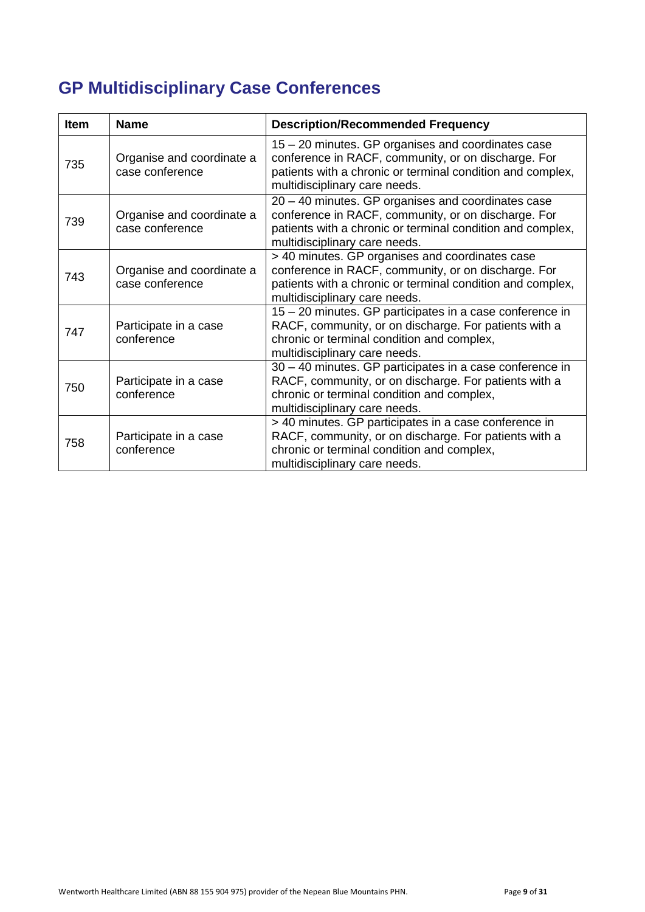## GP Multidisciplinary Case Conferences

| Item | Name | Description/Recommended Frequency |
|---|---|---|
| 735 | Organise and coordinate a case conference | 15 – 20 minutes. GP organises and coordinates case conference in RACF, community, or on discharge. For patients with a chronic or terminal condition and complex, multidisciplinary care needs. |
| 739 | Organise and coordinate a case conference | 20 – 40 minutes. GP organises and coordinates case conference in RACF, community, or on discharge. For patients with a chronic or terminal condition and complex, multidisciplinary care needs. |
| 743 | Organise and coordinate a case conference | > 40 minutes. GP organises and coordinates case conference in RACF, community, or on discharge. For patients with a chronic or terminal condition and complex, multidisciplinary care needs. |
| 747 | Participate in a case conference | 15 – 20 minutes. GP participates in a case conference in RACF, community, or on discharge. For patients with a chronic or terminal condition and complex, multidisciplinary care needs. |
| 750 | Participate in a case conference | 30 – 40 minutes. GP participates in a case conference in RACF, community, or on discharge. For patients with a chronic or terminal condition and complex, multidisciplinary care needs. |
| 758 | Participate in a case conference | > 40 minutes. GP participates in a case conference in RACF, community, or on discharge. For patients with a chronic or terminal condition and complex, multidisciplinary care needs. |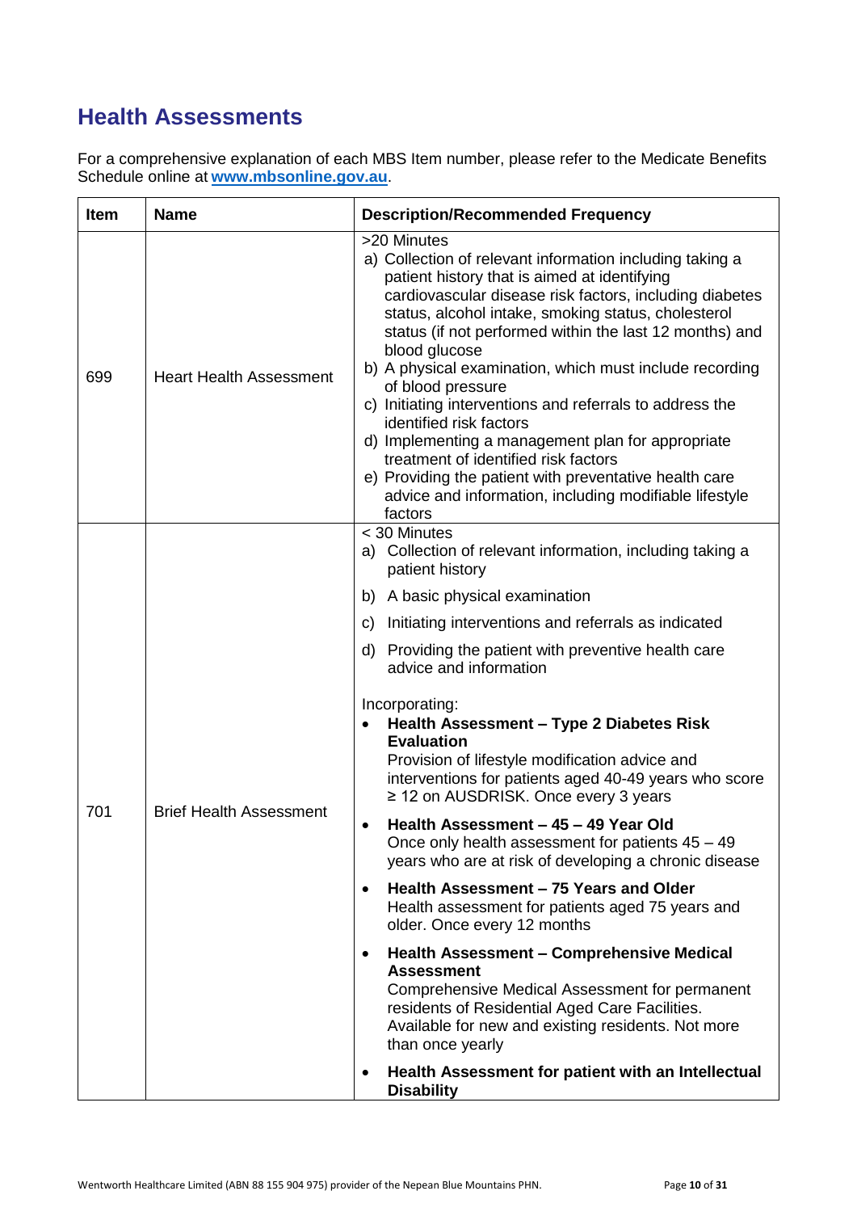## Health Assessments

For a comprehensive explanation of each MBS Item number, please refer to the Medicate Benefits Schedule online at **www.mbsonline.gov.au**.

| Item | Name | Description/Recommended Frequency |
|---|---|---|
| 699 | Heart Health Assessment | >20 Minutes<br>a) Collection of relevant information including taking a patient history that is aimed at identifying cardiovascular disease risk factors, including diabetes status, alcohol intake, smoking status, cholesterol status (if not performed within the last 12 months) and blood glucose<br>b) A physical examination, which must include recording of blood pressure<br>c) Initiating interventions and referrals to address the identified risk factors<br>d) Implementing a management plan for appropriate treatment of identified risk factors<br>e) Providing the patient with preventative health care advice and information, including modifiable lifestyle factors |
| 701 | Brief Health Assessment | < 30 Minutes<br>a) Collection of relevant information, including taking a patient history<br>b) A basic physical examination<br>c) Initiating interventions and referrals as indicated<br>d) Providing the patient with preventive health care advice and information<br><br>Incorporating:<br>• **Health Assessment – Type 2 Diabetes Risk Evaluation** Provision of lifestyle modification advice and interventions for patients aged 40-49 years who score ≥ 12 on AUSDRISK. Once every 3 years<br>• **Health Assessment – 45 – 49 Year Old** Once only health assessment for patients 45 – 49 years who are at risk of developing a chronic disease<br>• **Health Assessment – 75 Years and Older** Health assessment for patients aged 75 years and older. Once every 12 months<br>• **Health Assessment – Comprehensive Medical Assessment** Comprehensive Medical Assessment for permanent residents of Residential Aged Care Facilities. Available for new and existing residents. Not more than once yearly<br>• **Health Assessment for patient with an Intellectual Disability** |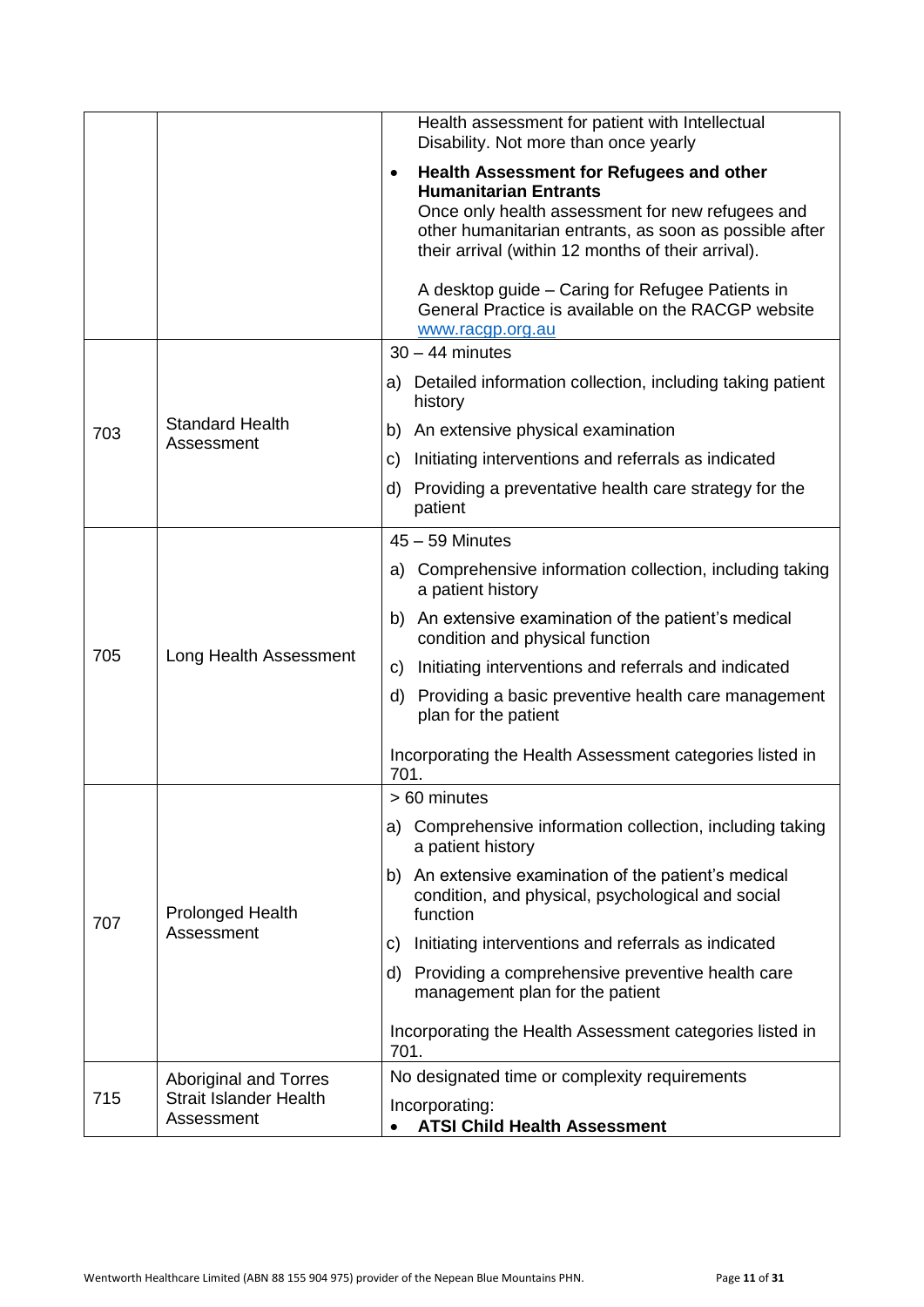| | | |
|---|---|---|
| | | Health assessment for patient with Intellectual Disability. Not more than once yearly<br>• **Health Assessment for Refugees and other Humanitarian Entrants**<br>Once only health assessment for new refugees and other humanitarian entrants, as soon as possible after their arrival (within 12 months of their arrival).<br><br>A desktop guide – Caring for Refugee Patients in General Practice is available on the RACGP website [www.racgp.org.au](www.racgp.org.au) |
| 703 | Standard Health Assessment | 30 – 44 minutes<br>a) Detailed information collection, including taking patient history<br>b) An extensive physical examination<br>c) Initiating interventions and referrals as indicated<br>d) Providing a preventative health care strategy for the patient |
| 705 | Long Health Assessment | 45 – 59 Minutes<br>a) Comprehensive information collection, including taking a patient history<br>b) An extensive examination of the patient's medical condition and physical function<br>c) Initiating interventions and referrals and indicated<br>d) Providing a basic preventive health care management plan for the patient<br><br>Incorporating the Health Assessment categories listed in 701. |
| 707 | Prolonged Health Assessment | > 60 minutes<br>a) Comprehensive information collection, including taking a patient history<br>b) An extensive examination of the patient's medical condition, and physical, psychological and social function<br>c) Initiating interventions and referrals as indicated<br>d) Providing a comprehensive preventive health care management plan for the patient<br><br>Incorporating the Health Assessment categories listed in 701. |
| 715 | Aboriginal and Torres Strait Islander Health Assessment | No designated time or complexity requirements<br>Incorporating:<br>• **ATSI Child Health Assessment** |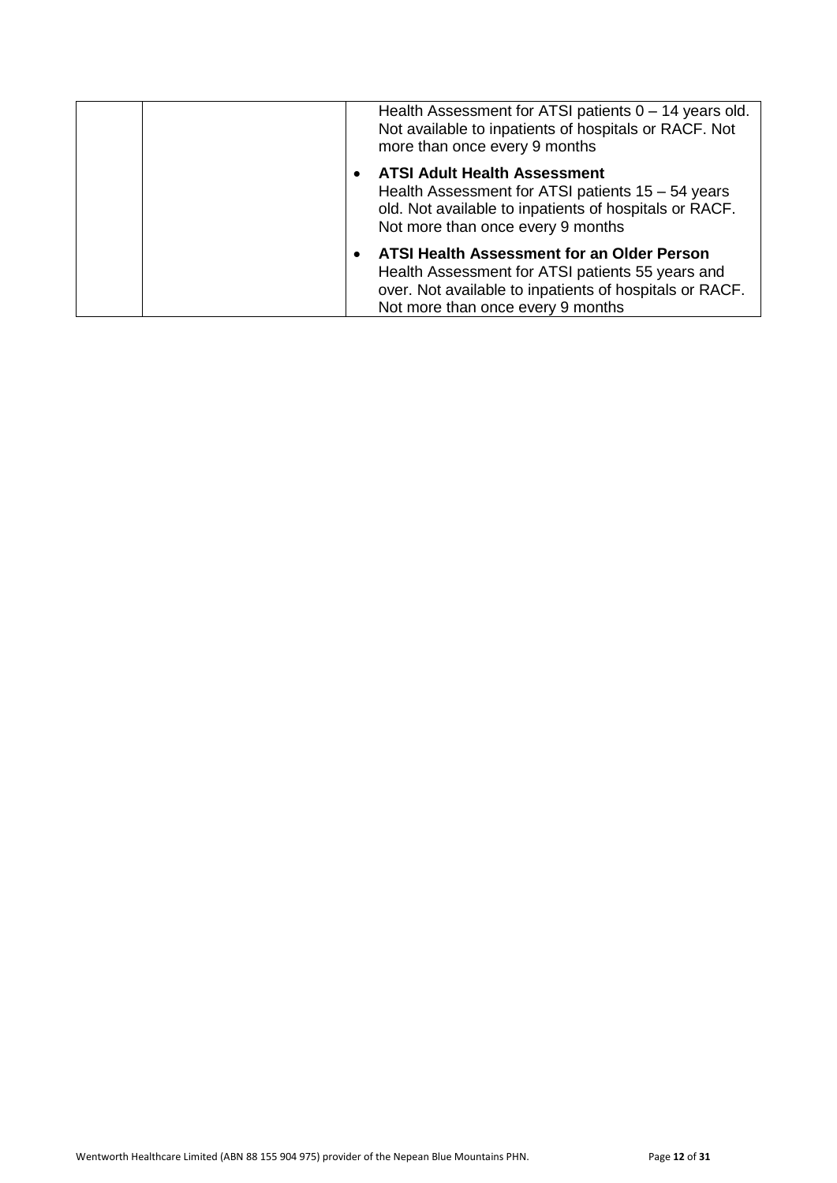| | | |
|---|---|---|
| | | Health Assessment for ATSI patients 0 – 14 years old. Not available to inpatients of hospitals or RACF. Not more than once every 9 months<br>• **ATSI Adult Health Assessment** Health Assessment for ATSI patients 15 – 54 years old. Not available to inpatients of hospitals or RACF. Not more than once every 9 months<br>• **ATSI Health Assessment for an Older Person** Health Assessment for ATSI patients 55 years and over. Not available to inpatients of hospitals or RACF. Not more than once every 9 months |

Wentworth Healthcare Limited (ABN 88 155 904 975) provider of the Nepean Blue Mountains PHN.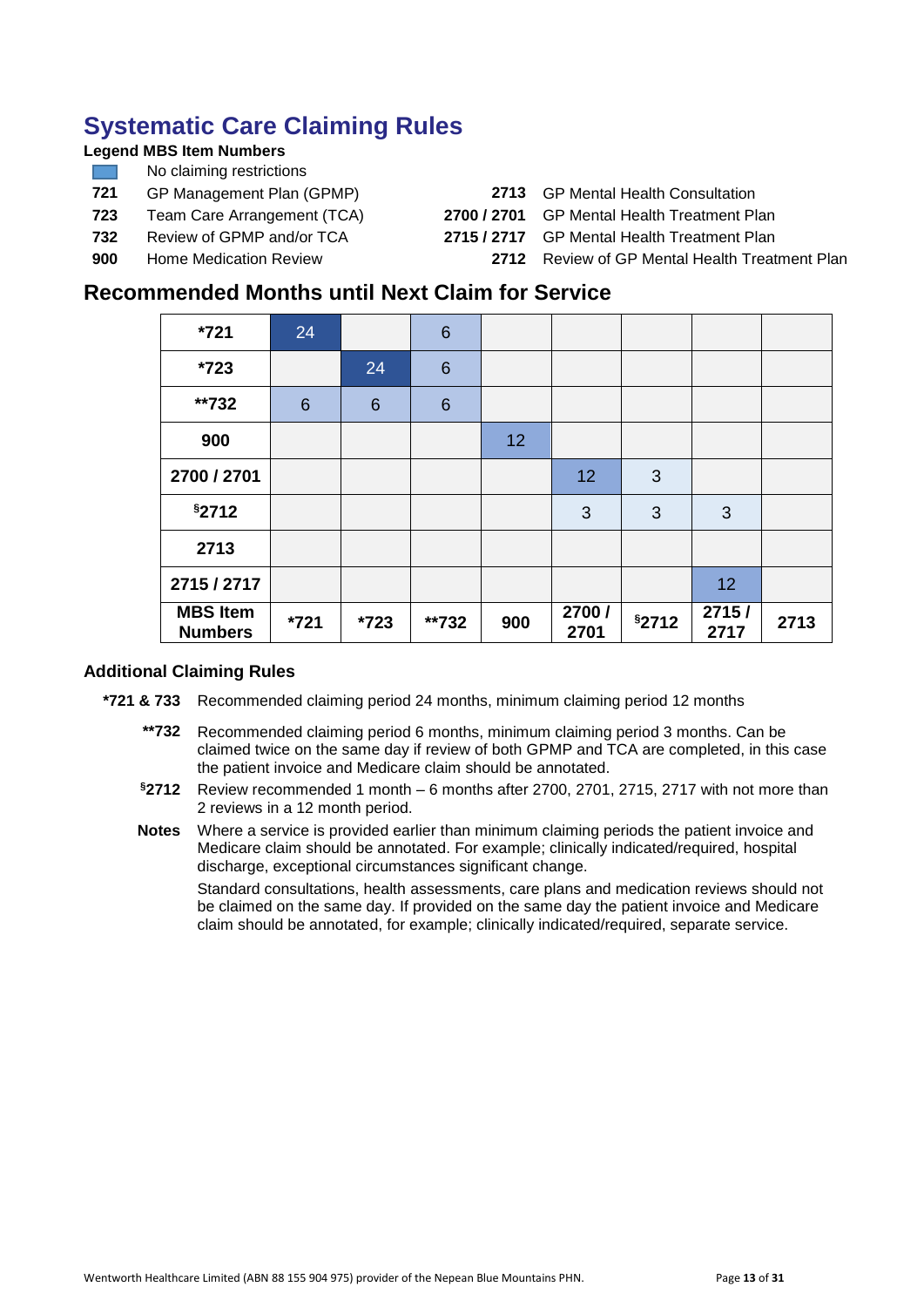# Systematic Care Claiming Rules

**Legend MBS Item Numbers**

| | |
|---|---|
| (blue) | No claiming restrictions |
| **721** | GP Management Plan (GPMP) |
| **723** | Team Care Arrangement (TCA) |
| **732** | Review of GPMP and/or TCA |
| **900** | Home Medication Review |
| **2713** | GP Mental Health Consultation |
| **2700 / 2701** | GP Mental Health Treatment Plan |
| **2715 / 2717** | GP Mental Health Treatment Plan |
| **2712** | Review of GP Mental Health Treatment Plan |

## Recommended Months until Next Claim for Service

| **MBS Item Numbers** | ***721** | ***723** | ****732** | **900** | **2700 / 2701** | **§2712** | **2715 / 2717** | **2713** |
|---|---|---|---|---|---|---|---|---|
| ***721** | 24 | | 6 | | | | | |
| ***723** | | 24 | 6 | | | | | |
| ****732** | 6 | 6 | 6 | | | | | |
| **900** | | | | 12 | | | | |
| **2700 / 2701** | | | | | 12 | 3 | | |
| **§2712** | | | | | 3 | 3 | 3 | |
| **2713** | | | | | | | | |
| **2715 / 2717** | | | | | | | 12 | |

### Additional Claiming Rules

**\*721 & 733** Recommended claiming period 24 months, minimum claiming period 12 months

**\*\*732** Recommended claiming period 6 months, minimum claiming period 3 months. Can be claimed twice on the same day if review of both GPMP and TCA are completed, in this case the patient invoice and Medicare claim should be annotated.

**§2712** Review recommended 1 month – 6 months after 2700, 2701, 2715, 2717 with not more than 2 reviews in a 12 month period.

**Notes** Where a service is provided earlier than minimum claiming periods the patient invoice and Medicare claim should be annotated. For example; clinically indicated/required, hospital discharge, exceptional circumstances significant change.

Standard consultations, health assessments, care plans and medication reviews should not be claimed on the same day. If provided on the same day the patient invoice and Medicare claim should be annotated, for example; clinically indicated/required, separate service.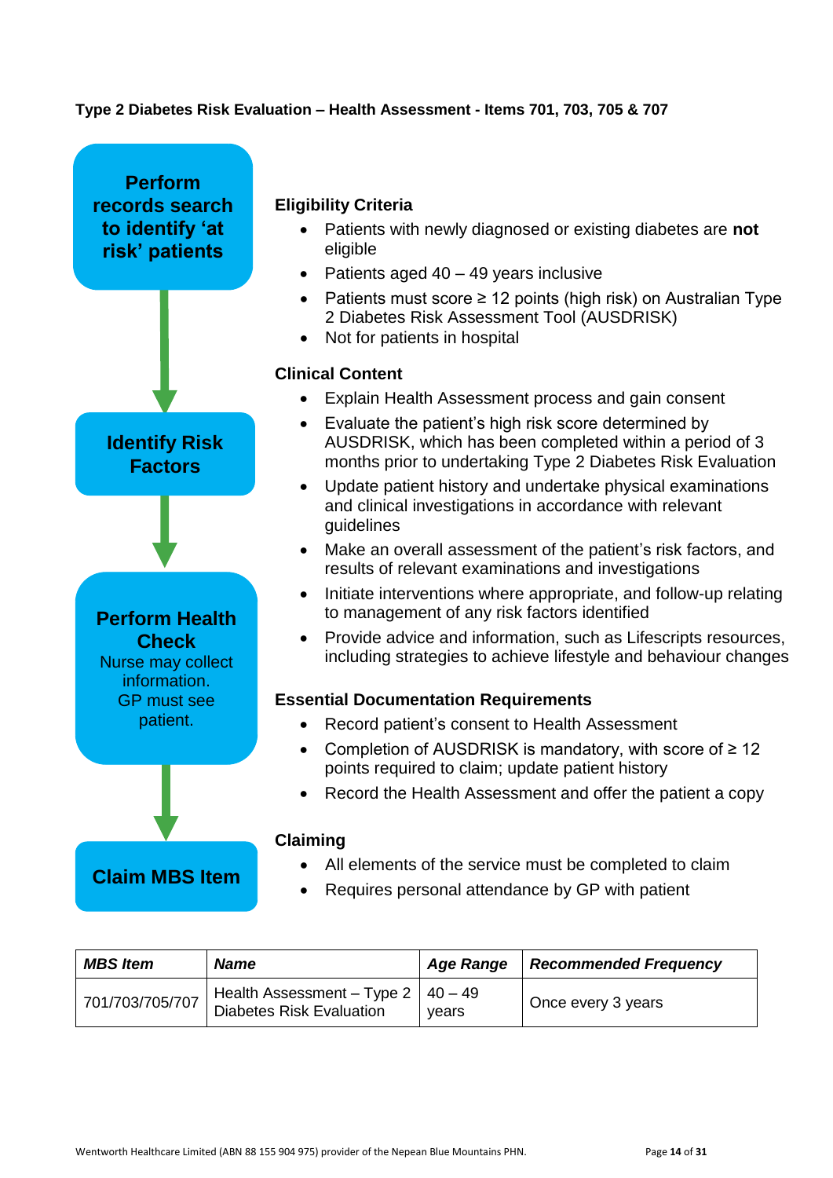**Type 2 Diabetes Risk Evaluation – Health Assessment - Items 701, 703, 705 & 707**

**Perform records search to identify 'at risk' patients**

↓

**Identify Risk Factors**

↓

**Perform Health Check**
Nurse may collect information.
GP must see patient.

↓

**Claim MBS Item**

### Eligibility Criteria

- Patients with newly diagnosed or existing diabetes are **not** eligible
- Patients aged 40 – 49 years inclusive
- Patients must score ≥ 12 points (high risk) on Australian Type 2 Diabetes Risk Assessment Tool (AUSDRISK)
- Not for patients in hospital

### Clinical Content

- Explain Health Assessment process and gain consent
- Evaluate the patient's high risk score determined by AUSDRISK, which has been completed within a period of 3 months prior to undertaking Type 2 Diabetes Risk Evaluation
- Update patient history and undertake physical examinations and clinical investigations in accordance with relevant guidelines
- Make an overall assessment of the patient's risk factors, and results of relevant examinations and investigations
- Initiate interventions where appropriate, and follow-up relating to management of any risk factors identified
- Provide advice and information, such as Lifescripts resources, including strategies to achieve lifestyle and behaviour changes

### Essential Documentation Requirements

- Record patient's consent to Health Assessment
- Completion of AUSDRISK is mandatory, with score of ≥ 12 points required to claim; update patient history
- Record the Health Assessment and offer the patient a copy

### Claiming

- All elements of the service must be completed to claim
- Requires personal attendance by GP with patient

| *MBS Item* | *Name* | *Age Range* | *Recommended Frequency* |
|---|---|---|---|
| 701/703/705/707 | Health Assessment – Type 2 Diabetes Risk Evaluation | 40 – 49 years | Once every 3 years |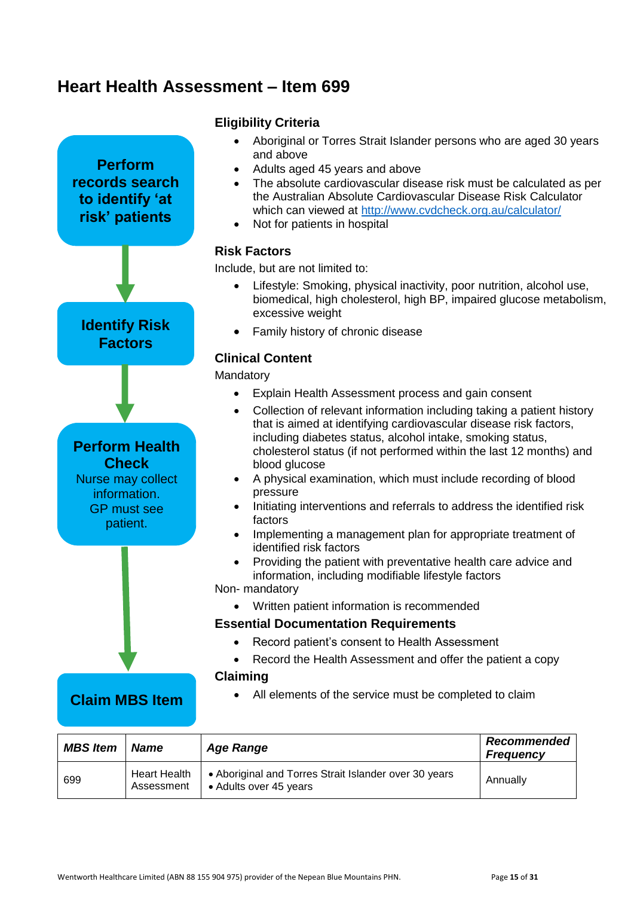## Heart Health Assessment – Item 699

**Perform records search to identify 'at risk' patients**

**Identify Risk Factors**

**Perform Health Check**
Nurse may collect information.
GP must see patient.

**Claim MBS Item**

### Eligibility Criteria

- Aboriginal or Torres Strait Islander persons who are aged 30 years and above
- Adults aged 45 years and above
- The absolute cardiovascular disease risk must be calculated as per the Australian Absolute Cardiovascular Disease Risk Calculator which can viewed at http://www.cvdcheck.org.au/calculator/
- Not for patients in hospital

### Risk Factors

Include, but are not limited to:

- Lifestyle: Smoking, physical inactivity, poor nutrition, alcohol use, biomedical, high cholesterol, high BP, impaired glucose metabolism, excessive weight
- Family history of chronic disease

### Clinical Content

Mandatory

- Explain Health Assessment process and gain consent
- Collection of relevant information including taking a patient history that is aimed at identifying cardiovascular disease risk factors, including diabetes status, alcohol intake, smoking status, cholesterol status (if not performed within the last 12 months) and blood glucose
- A physical examination, which must include recording of blood pressure
- Initiating interventions and referrals to address the identified risk factors
- Implementing a management plan for appropriate treatment of identified risk factors
- Providing the patient with preventative health care advice and information, including modifiable lifestyle factors

Non- mandatory

- Written patient information is recommended

### Essential Documentation Requirements

- Record patient's consent to Health Assessment
- Record the Health Assessment and offer the patient a copy

### Claiming

- All elements of the service must be completed to claim

| *MBS Item* | *Name* | *Age Range* | *Recommended Frequency* |
|---|---|---|---|
| 699 | Heart Health Assessment | • Aboriginal and Torres Strait Islander over 30 years<br>• Adults over 45 years | Annually |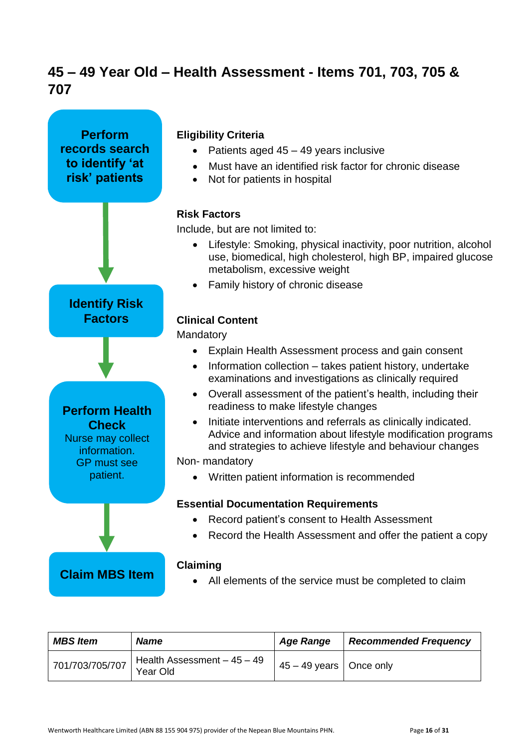# 45 – 49 Year Old – Health Assessment - Items 701, 703, 705 & 707

**Perform records search to identify 'at risk' patients**

↓

**Identify Risk Factors**

↓

**Perform Health Check**
Nurse may collect information.
GP must see patient.

↓

**Claim MBS Item**

### Eligibility Criteria

- Patients aged 45 – 49 years inclusive
- Must have an identified risk factor for chronic disease
- Not for patients in hospital

### Risk Factors

Include, but are not limited to:

- Lifestyle: Smoking, physical inactivity, poor nutrition, alcohol use, biomedical, high cholesterol, high BP, impaired glucose metabolism, excessive weight
- Family history of chronic disease

### Clinical Content

Mandatory

- Explain Health Assessment process and gain consent
- Information collection – takes patient history, undertake examinations and investigations as clinically required
- Overall assessment of the patient's health, including their readiness to make lifestyle changes
- Initiate interventions and referrals as clinically indicated. Advice and information about lifestyle modification programs and strategies to achieve lifestyle and behaviour changes

Non- mandatory

- Written patient information is recommended

### Essential Documentation Requirements

- Record patient's consent to Health Assessment
- Record the Health Assessment and offer the patient a copy

### Claiming

- All elements of the service must be completed to claim

| *MBS Item* | *Name* | *Age Range* | *Recommended Frequency* |
|---|---|---|---|
| 701/703/705/707 | Health Assessment – 45 – 49 Year Old | 45 – 49 years | Once only |

Wentworth Healthcare Limited (ABN 88 155 904 975) provider of the Nepean Blue Mountains PHN.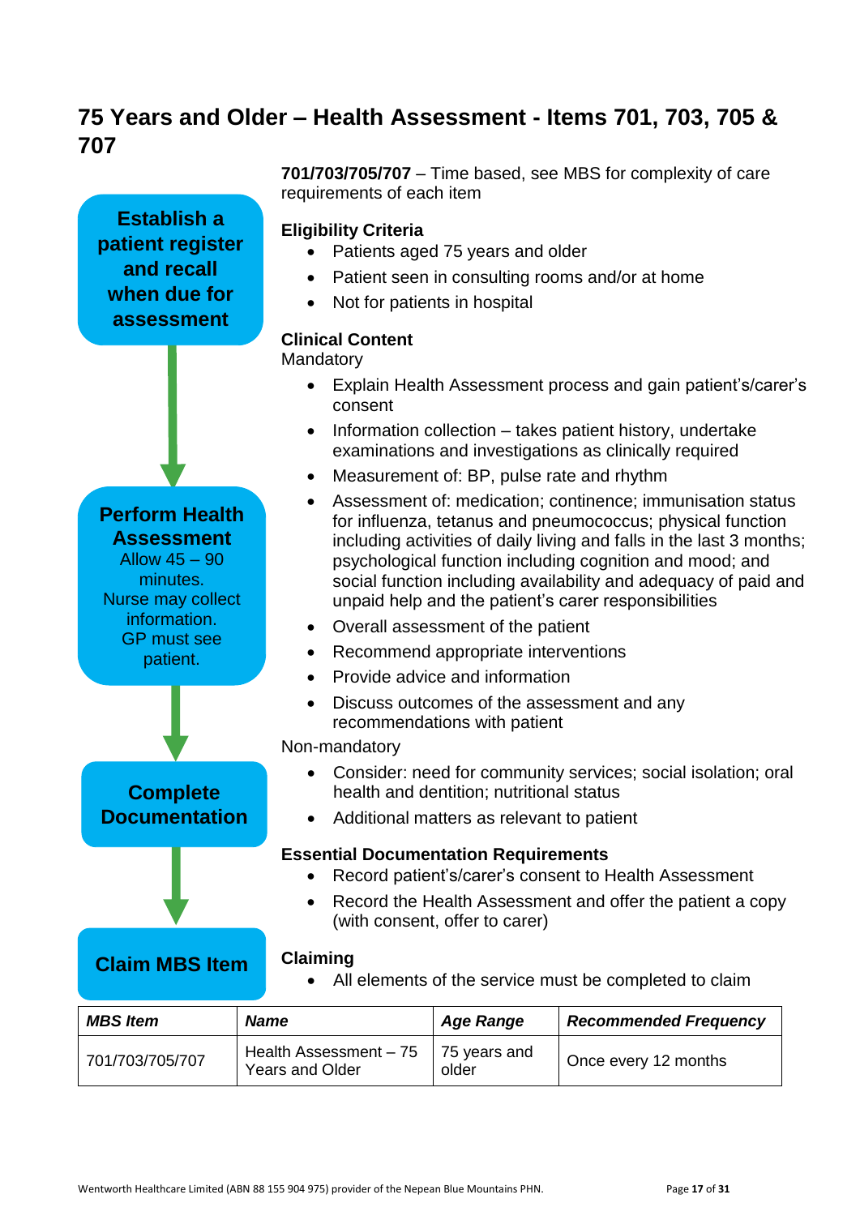# 75 Years and Older – Health Assessment - Items 701, 703, 705 & 707

**Establish a patient register and recall when due for assessment**

**Perform Health Assessment**
Allow 45 – 90 minutes.
Nurse may collect information.
GP must see patient.

**Complete Documentation**

**Claim MBS Item**

**701/703/705/707** – Time based, see MBS for complexity of care requirements of each item

### Eligibility Criteria

- Patients aged 75 years and older
- Patient seen in consulting rooms and/or at home
- Not for patients in hospital

### Clinical Content

Mandatory

- Explain Health Assessment process and gain patient's/carer's consent
- Information collection – takes patient history, undertake examinations and investigations as clinically required
- Measurement of: BP, pulse rate and rhythm
- Assessment of: medication; continence; immunisation status for influenza, tetanus and pneumococcus; physical function including activities of daily living and falls in the last 3 months; psychological function including cognition and mood; and social function including availability and adequacy of paid and unpaid help and the patient's carer responsibilities
- Overall assessment of the patient
- Recommend appropriate interventions
- Provide advice and information
- Discuss outcomes of the assessment and any recommendations with patient

Non-mandatory

- Consider: need for community services; social isolation; oral health and dentition; nutritional status
- Additional matters as relevant to patient

### Essential Documentation Requirements

- Record patient's/carer's consent to Health Assessment
- Record the Health Assessment and offer the patient a copy (with consent, offer to carer)

### Claiming

- All elements of the service must be completed to claim

| *MBS Item* | *Name* | *Age Range* | *Recommended Frequency* |
|---|---|---|---|
| 701/703/705/707 | Health Assessment – 75 Years and Older | 75 years and older | Once every 12 months |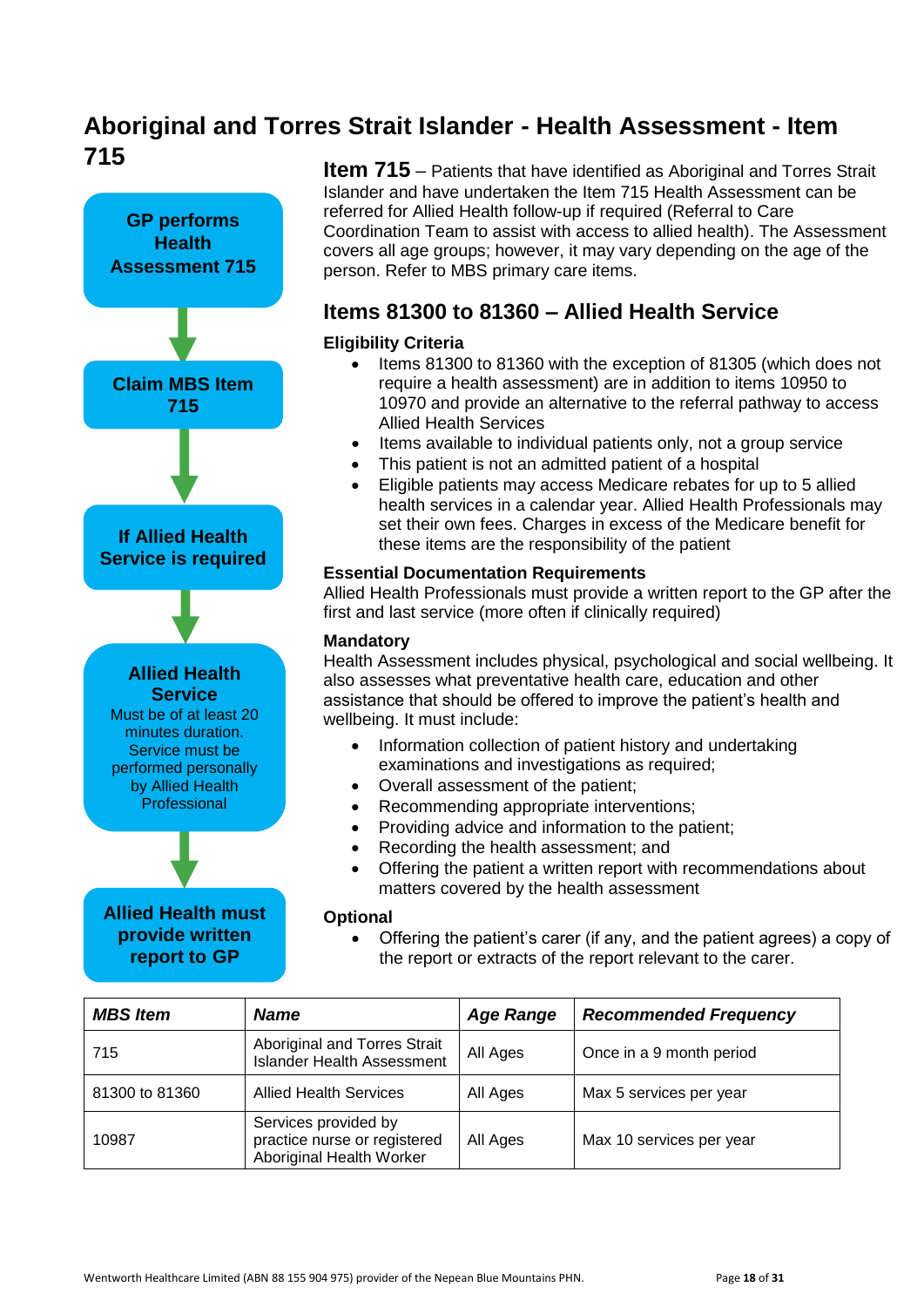# Aboriginal and Torres Strait Islander - Health Assessment - Item 715

**GP performs Health Assessment 715**

↓

**Claim MBS Item 715**

↓

**If Allied Health Service is required**

↓

**Allied Health Service**
Must be of at least 20 minutes duration. Service must be performed personally by Allied Health Professional

↓

**Allied Health must provide written report to GP**

**Item 715** – Patients that have identified as Aboriginal and Torres Strait Islander and have undertaken the Item 715 Health Assessment can be referred for Allied Health follow-up if required (Referral to Care Coordination Team to assist with access to allied health). The Assessment covers all age groups; however, it may vary depending on the age of the person. Refer to MBS primary care items.

## Items 81300 to 81360 – Allied Health Service

### Eligibility Criteria

- Items 81300 to 81360 with the exception of 81305 (which does not require a health assessment) are in addition to items 10950 to 10970 and provide an alternative to the referral pathway to access Allied Health Services
- Items available to individual patients only, not a group service
- This patient is not an admitted patient of a hospital
- Eligible patients may access Medicare rebates for up to 5 allied health services in a calendar year. Allied Health Professionals may set their own fees. Charges in excess of the Medicare benefit for these items are the responsibility of the patient

### Essential Documentation Requirements

Allied Health Professionals must provide a written report to the GP after the first and last service (more often if clinically required)

### Mandatory

Health Assessment includes physical, psychological and social wellbeing. It also assesses what preventative health care, education and other assistance that should be offered to improve the patient's health and wellbeing. It must include:

- Information collection of patient history and undertaking examinations and investigations as required;
- Overall assessment of the patient;
- Recommending appropriate interventions;
- Providing advice and information to the patient;
- Recording the health assessment; and
- Offering the patient a written report with recommendations about matters covered by the health assessment

### Optional

- Offering the patient's carer (if any, and the patient agrees) a copy of the report or extracts of the report relevant to the carer.

| *MBS Item* | *Name* | *Age Range* | *Recommended Frequency* |
|---|---|---|---|
| 715 | Aboriginal and Torres Strait Islander Health Assessment | All Ages | Once in a 9 month period |
| 81300 to 81360 | Allied Health Services | All Ages | Max 5 services per year |
| 10987 | Services provided by practice nurse or registered Aboriginal Health Worker | All Ages | Max 10 services per year |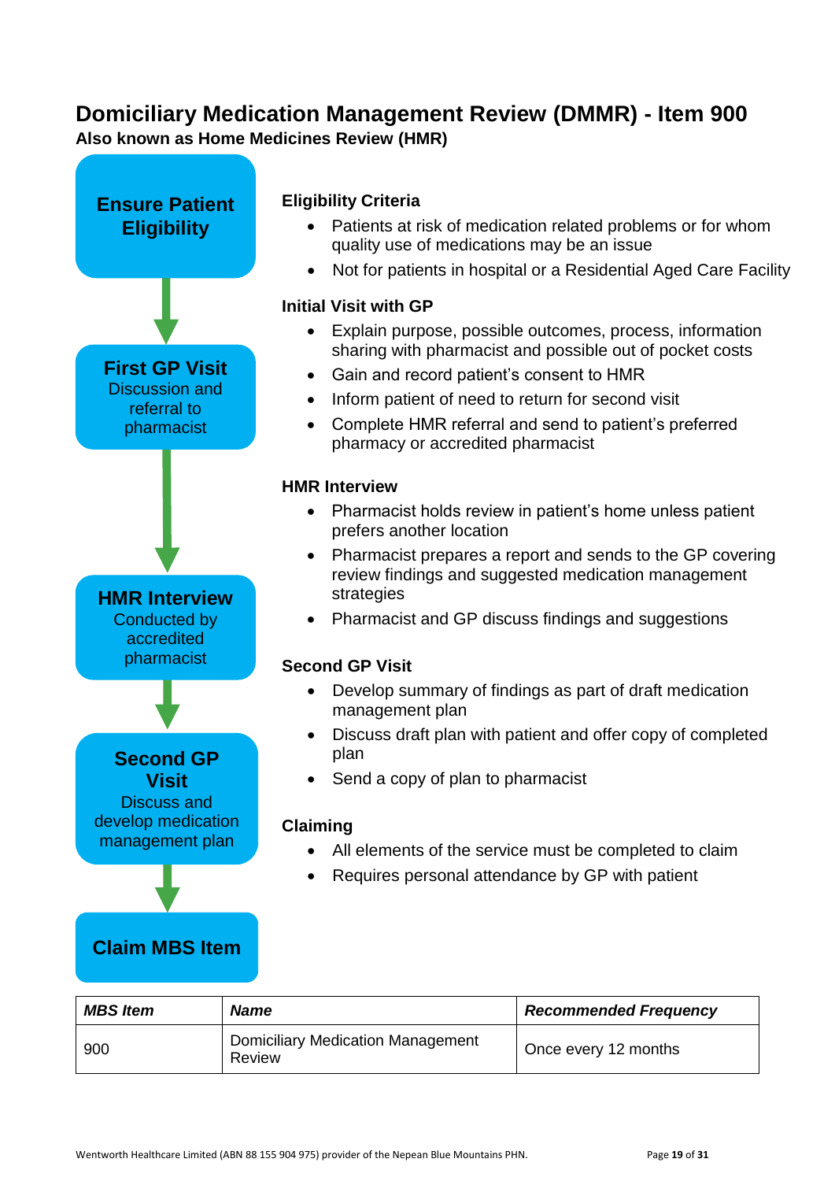# Domiciliary Medication Management Review (DMMR) - Item 900

**Also known as Home Medicines Review (HMR)**

**Ensure Patient Eligibility**

**First GP Visit**
Discussion and referral to pharmacist

**HMR Interview**
Conducted by accredited pharmacist

**Second GP Visit**
Discuss and develop medication management plan

**Claim MBS Item**

### Eligibility Criteria

- Patients at risk of medication related problems or for whom quality use of medications may be an issue
- Not for patients in hospital or a Residential Aged Care Facility

### Initial Visit with GP

- Explain purpose, possible outcomes, process, information sharing with pharmacist and possible out of pocket costs
- Gain and record patient's consent to HMR
- Inform patient of need to return for second visit
- Complete HMR referral and send to patient's preferred pharmacy or accredited pharmacist

### HMR Interview

- Pharmacist holds review in patient's home unless patient prefers another location
- Pharmacist prepares a report and sends to the GP covering review findings and suggested medication management strategies
- Pharmacist and GP discuss findings and suggestions

### Second GP Visit

- Develop summary of findings as part of draft medication management plan
- Discuss draft plan with patient and offer copy of completed plan
- Send a copy of plan to pharmacist

### Claiming

- All elements of the service must be completed to claim
- Requires personal attendance by GP with patient

| *MBS Item* | *Name* | *Recommended Frequency* |
|---|---|---|
| 900 | Domiciliary Medication Management Review | Once every 12 months |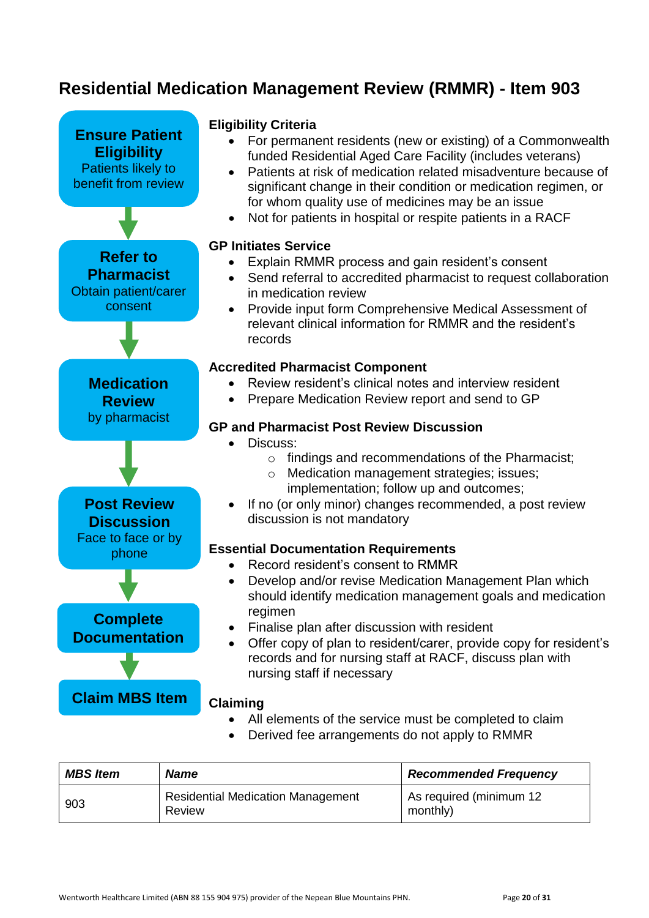# Residential Medication Management Review (RMMR) - Item 903

**Ensure Patient Eligibility**
Patients likely to benefit from review

**Refer to Pharmacist**
Obtain patient/carer consent

**Medication Review**
by pharmacist

**Post Review Discussion**
Face to face or by phone

**Complete Documentation**

**Claim MBS Item**

### Eligibility Criteria

- For permanent residents (new or existing) of a Commonwealth funded Residential Aged Care Facility (includes veterans)
- Patients at risk of medication related misadventure because of significant change in their condition or medication regimen, or for whom quality use of medicines may be an issue
- Not for patients in hospital or respite patients in a RACF

### GP Initiates Service

- Explain RMMR process and gain resident's consent
- Send referral to accredited pharmacist to request collaboration in medication review
- Provide input form Comprehensive Medical Assessment of relevant clinical information for RMMR and the resident's records

### Accredited Pharmacist Component

- Review resident's clinical notes and interview resident
- Prepare Medication Review report and send to GP

### GP and Pharmacist Post Review Discussion

- Discuss:
  - findings and recommendations of the Pharmacist;
  - Medication management strategies; issues; implementation; follow up and outcomes;
- If no (or only minor) changes recommended, a post review discussion is not mandatory

### Essential Documentation Requirements

- Record resident's consent to RMMR
- Develop and/or revise Medication Management Plan which should identify medication management goals and medication regimen
- Finalise plan after discussion with resident
- Offer copy of plan to resident/carer, provide copy for resident's records and for nursing staff at RACF, discuss plan with nursing staff if necessary

### Claiming

- All elements of the service must be completed to claim
- Derived fee arrangements do not apply to RMMR

| *MBS Item* | *Name* | *Recommended Frequency* |
|---|---|---|
| 903 | Residential Medication Management Review | As required (minimum 12 monthly) |

Wentworth Healthcare Limited (ABN 88 155 904 975) provider of the Nepean Blue Mountains PHN.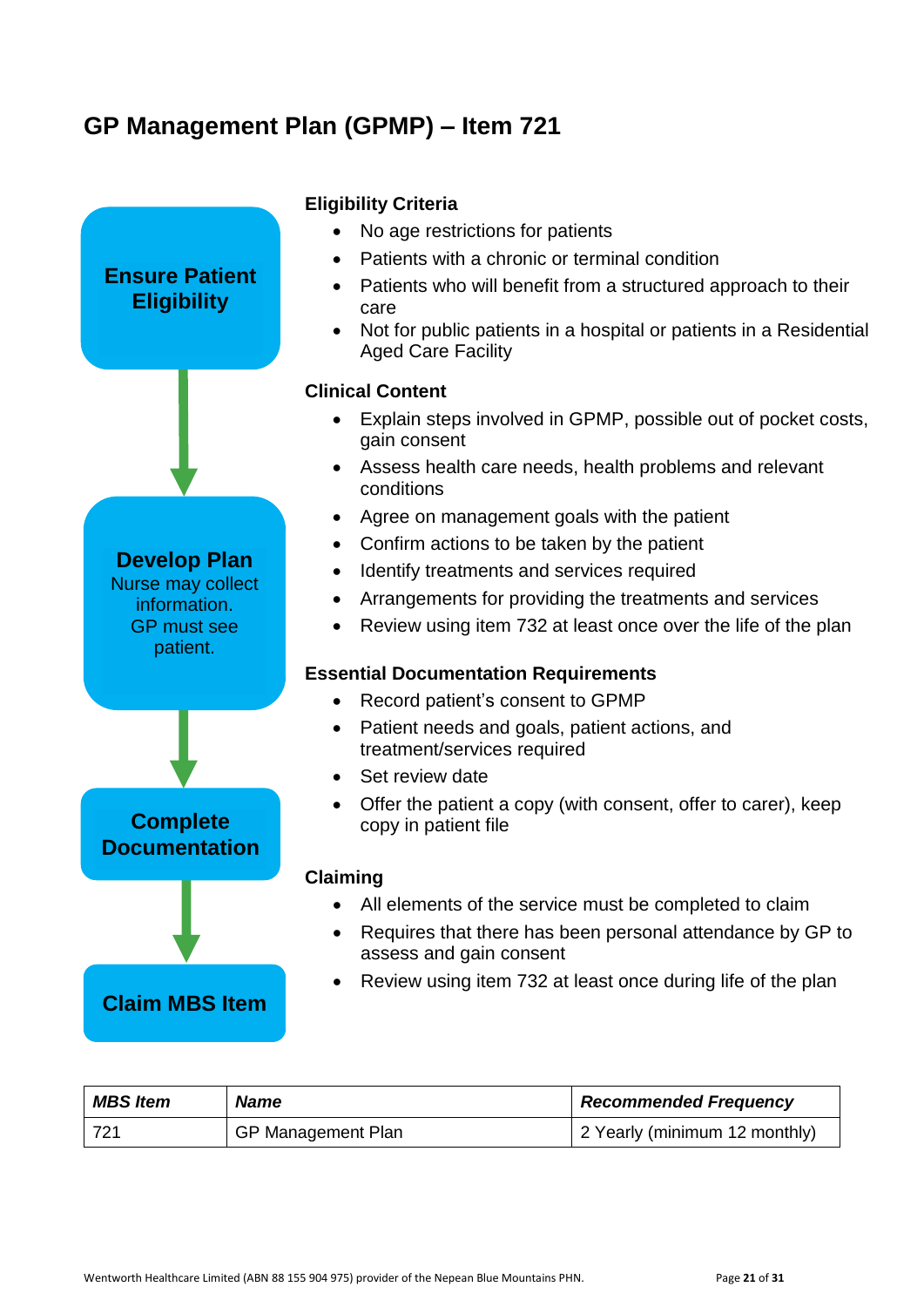# GP Management Plan (GPMP) – Item 721

**Ensure Patient Eligibility**

**Develop Plan**
Nurse may collect information.
GP must see patient.

**Complete Documentation**

**Claim MBS Item**

### Eligibility Criteria

- No age restrictions for patients
- Patients with a chronic or terminal condition
- Patients who will benefit from a structured approach to their care
- Not for public patients in a hospital or patients in a Residential Aged Care Facility

### Clinical Content

- Explain steps involved in GPMP, possible out of pocket costs, gain consent
- Assess health care needs, health problems and relevant conditions
- Agree on management goals with the patient
- Confirm actions to be taken by the patient
- Identify treatments and services required
- Arrangements for providing the treatments and services
- Review using item 732 at least once over the life of the plan

### Essential Documentation Requirements

- Record patient's consent to GPMP
- Patient needs and goals, patient actions, and treatment/services required
- Set review date
- Offer the patient a copy (with consent, offer to carer), keep copy in patient file

### Claiming

- All elements of the service must be completed to claim
- Requires that there has been personal attendance by GP to assess and gain consent
- Review using item 732 at least once during life of the plan

| *MBS Item* | *Name* | *Recommended Frequency* |
|---|---|---|
| 721 | GP Management Plan | 2 Yearly (minimum 12 monthly) |

Wentworth Healthcare Limited (ABN 88 155 904 975) provider of the Nepean Blue Mountains PHN.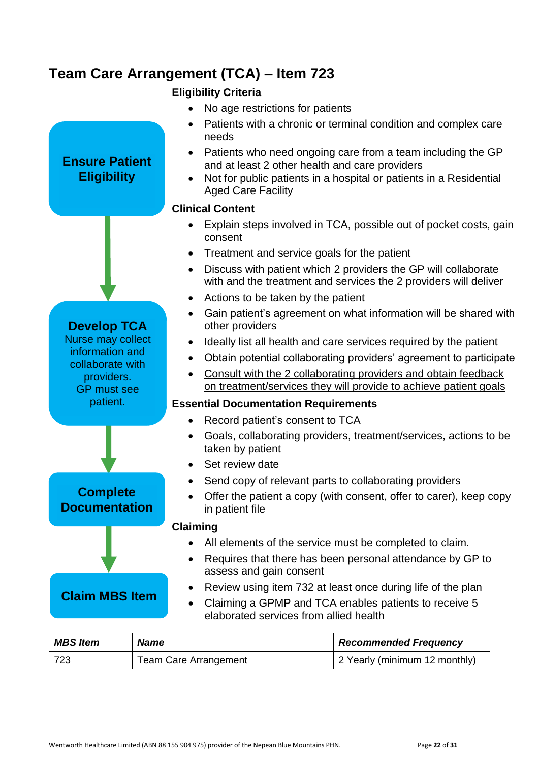# Team Care Arrangement (TCA) – Item 723

**Ensure Patient Eligibility**

### Eligibility Criteria

- No age restrictions for patients
- Patients with a chronic or terminal condition and complex care needs
- Patients who need ongoing care from a team including the GP and at least 2 other health and care providers
- Not for public patients in a hospital or patients in a Residential Aged Care Facility

**Develop TCA**
Nurse may collect information and collaborate with providers.
GP must see patient.

### Clinical Content

- Explain steps involved in TCA, possible out of pocket costs, gain consent
- Treatment and service goals for the patient
- Discuss with patient which 2 providers the GP will collaborate with and the treatment and services the 2 providers will deliver
- Actions to be taken by the patient
- Gain patient's agreement on what information will be shared with other providers
- Ideally list all health and care services required by the patient
- Obtain potential collaborating providers' agreement to participate
- <u>Consult with the 2 collaborating providers and obtain feedback on treatment/services they will provide to achieve patient goals</u>

**Complete Documentation**

### Essential Documentation Requirements

- Record patient's consent to TCA
- Goals, collaborating providers, treatment/services, actions to be taken by patient
- Set review date
- Send copy of relevant parts to collaborating providers
- Offer the patient a copy (with consent, offer to carer), keep copy in patient file

**Claim MBS Item**

### Claiming

- All elements of the service must be completed to claim.
- Requires that there has been personal attendance by GP to assess and gain consent
- Review using item 732 at least once during life of the plan
- Claiming a GPMP and TCA enables patients to receive 5 elaborated services from allied health

| *MBS Item* | *Name* | *Recommended Frequency* |
|---|---|---|
| 723 | Team Care Arrangement | 2 Yearly (minimum 12 monthly) |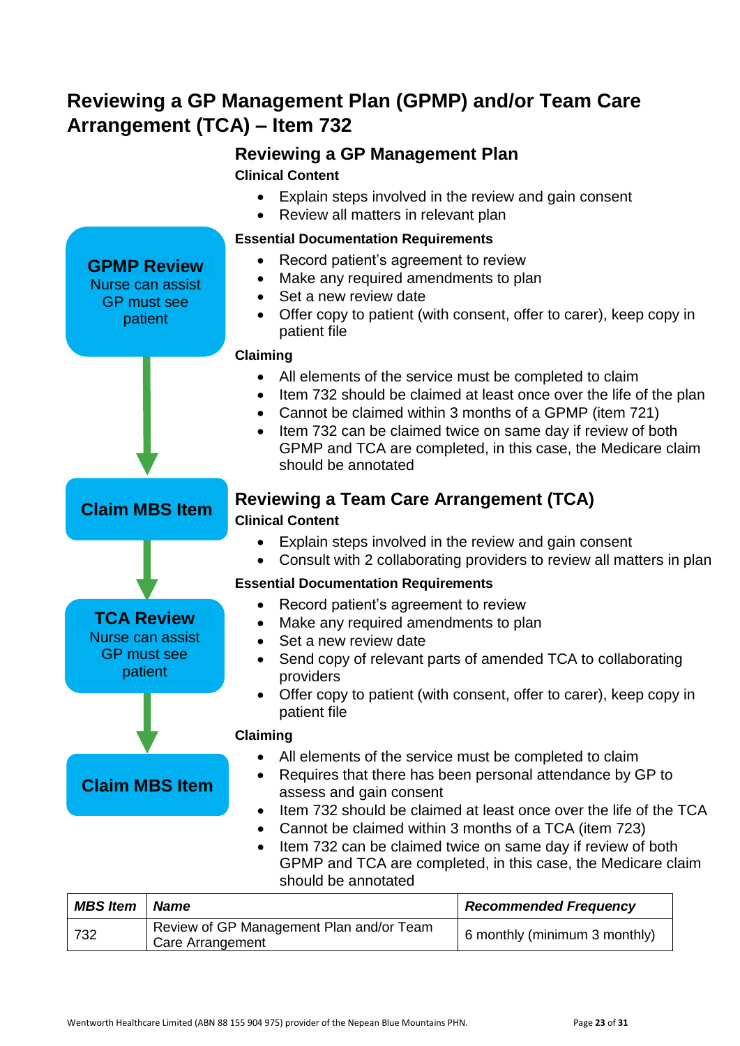# Reviewing a GP Management Plan (GPMP) and/or Team Care Arrangement (TCA) – Item 732

**GPMP Review**
Nurse can assist
GP must see patient

**Claim MBS Item**

**TCA Review**
Nurse can assist
GP must see patient

**Claim MBS Item**

## Reviewing a GP Management Plan

**Clinical Content**

- Explain steps involved in the review and gain consent
- Review all matters in relevant plan

**Essential Documentation Requirements**

- Record patient's agreement to review
- Make any required amendments to plan
- Set a new review date
- Offer copy to patient (with consent, offer to carer), keep copy in patient file

**Claiming**

- All elements of the service must be completed to claim
- Item 732 should be claimed at least once over the life of the plan
- Cannot be claimed within 3 months of a GPMP (item 721)
- Item 732 can be claimed twice on same day if review of both GPMP and TCA are completed, in this case, the Medicare claim should be annotated

## Reviewing a Team Care Arrangement (TCA)

**Clinical Content**

- Explain steps involved in the review and gain consent
- Consult with 2 collaborating providers to review all matters in plan

**Essential Documentation Requirements**

- Record patient's agreement to review
- Make any required amendments to plan
- Set a new review date
- Send copy of relevant parts of amended TCA to collaborating providers
- Offer copy to patient (with consent, offer to carer), keep copy in patient file

**Claiming**

- All elements of the service must be completed to claim
- Requires that there has been personal attendance by GP to assess and gain consent
- Item 732 should be claimed at least once over the life of the TCA
- Cannot be claimed within 3 months of a TCA (item 723)
- Item 732 can be claimed twice on same day if review of both GPMP and TCA are completed, in this case, the Medicare claim should be annotated

| *MBS Item* | *Name* | *Recommended Frequency* |
|---|---|---|
| 732 | Review of GP Management Plan and/or Team Care Arrangement | 6 monthly (minimum 3 monthly) |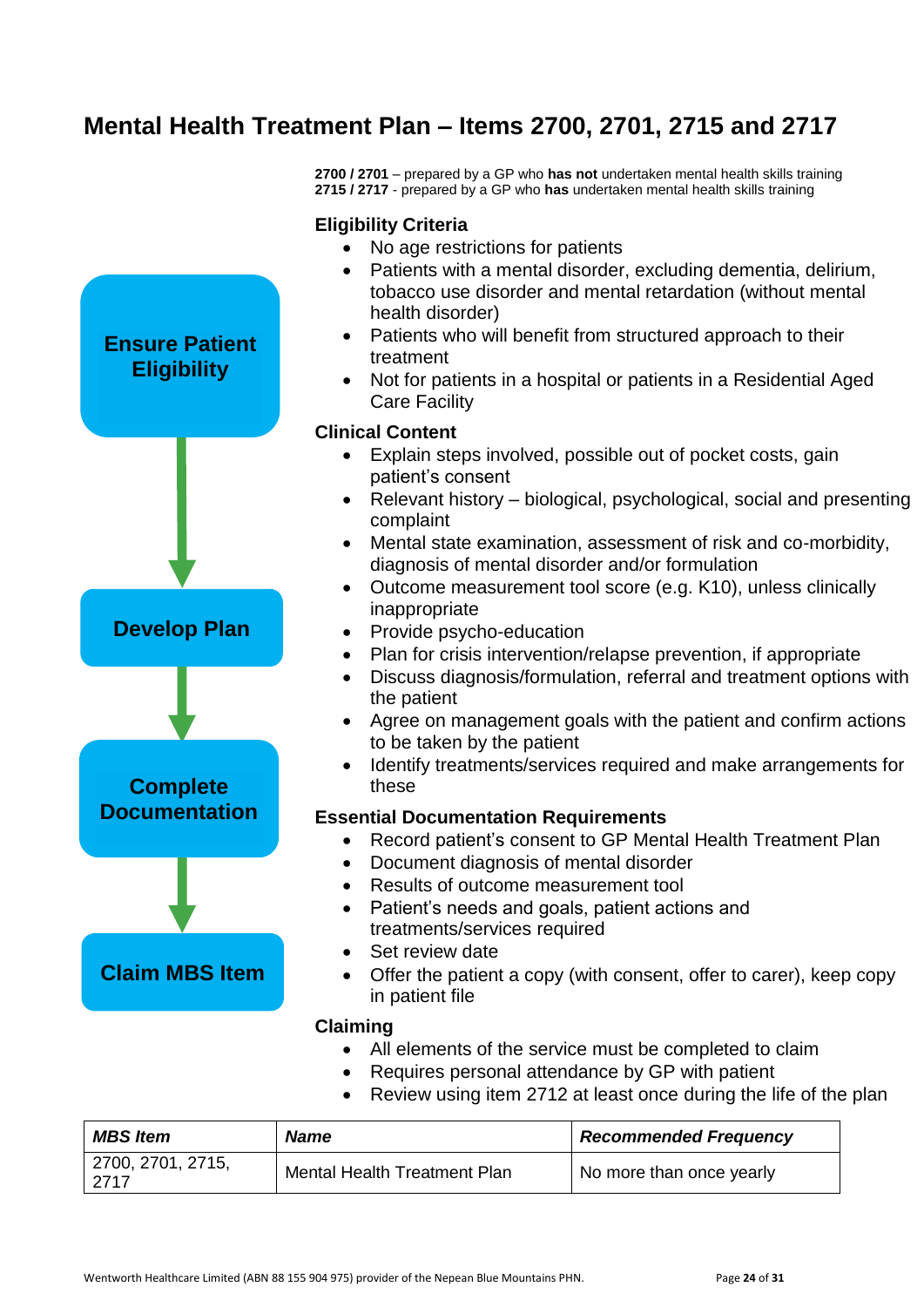# Mental Health Treatment Plan – Items 2700, 2701, 2715 and 2717

**2700 / 2701** – prepared by a GP who **has not** undertaken mental health skills training
**2715 / 2717** - prepared by a GP who **has** undertaken mental health skills training

Ensure Patient Eligibility → Develop Plan → Complete Documentation → Claim MBS Item

### Eligibility Criteria

- No age restrictions for patients
- Patients with a mental disorder, excluding dementia, delirium, tobacco use disorder and mental retardation (without mental health disorder)
- Patients who will benefit from structured approach to their treatment
- Not for patients in a hospital or patients in a Residential Aged Care Facility

### Clinical Content

- Explain steps involved, possible out of pocket costs, gain patient's consent
- Relevant history – biological, psychological, social and presenting complaint
- Mental state examination, assessment of risk and co-morbidity, diagnosis of mental disorder and/or formulation
- Outcome measurement tool score (e.g. K10), unless clinically inappropriate
- Provide psycho-education
- Plan for crisis intervention/relapse prevention, if appropriate
- Discuss diagnosis/formulation, referral and treatment options with the patient
- Agree on management goals with the patient and confirm actions to be taken by the patient
- Identify treatments/services required and make arrangements for these

### Essential Documentation Requirements

- Record patient's consent to GP Mental Health Treatment Plan
- Document diagnosis of mental disorder
- Results of outcome measurement tool
- Patient's needs and goals, patient actions and treatments/services required
- Set review date
- Offer the patient a copy (with consent, offer to carer), keep copy in patient file

### Claiming

- All elements of the service must be completed to claim
- Requires personal attendance by GP with patient
- Review using item 2712 at least once during the life of the plan

| *MBS Item* | *Name* | *Recommended Frequency* |
| --- | --- | --- |
| 2700, 2701, 2715, 2717 | Mental Health Treatment Plan | No more than once yearly |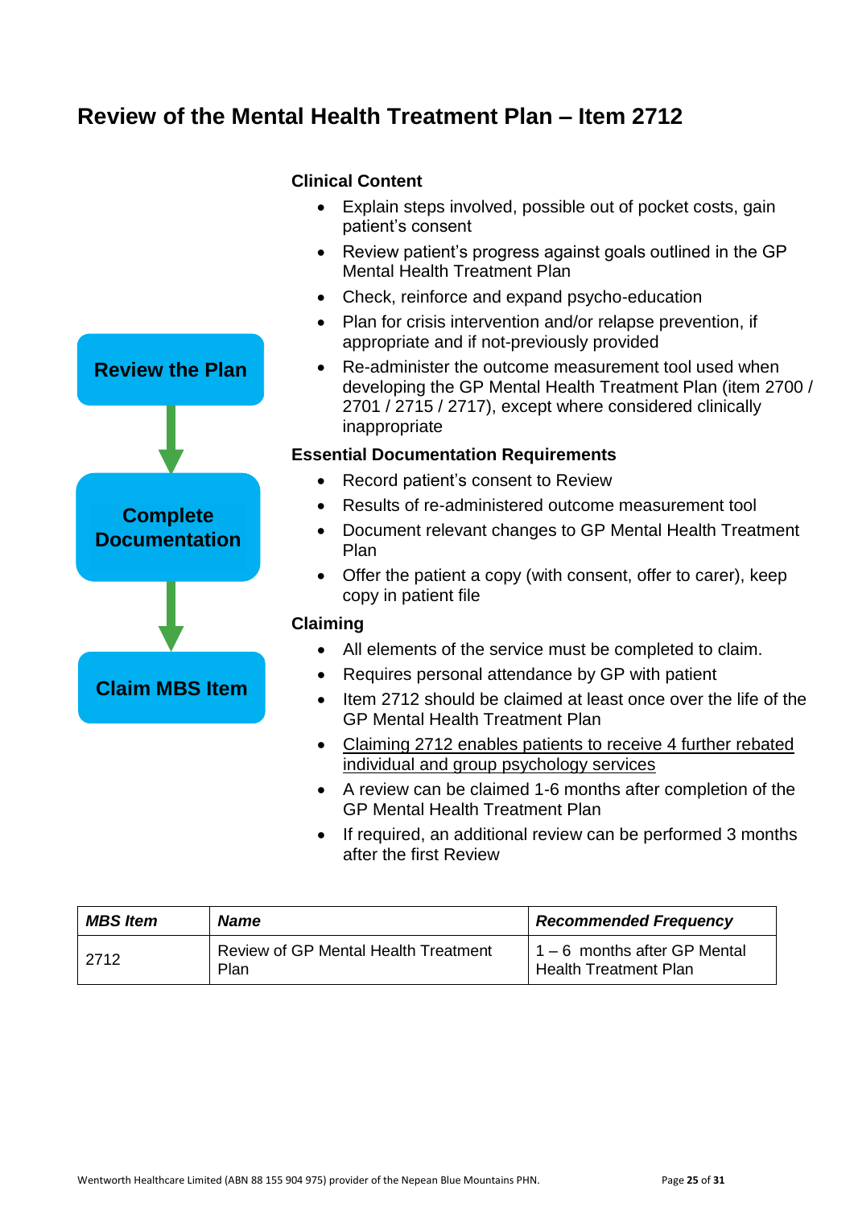## Review of the Mental Health Treatment Plan – Item 2712

**Review the Plan**

**Complete Documentation**

**Claim MBS Item**

### Clinical Content

- Explain steps involved, possible out of pocket costs, gain patient's consent
- Review patient's progress against goals outlined in the GP Mental Health Treatment Plan
- Check, reinforce and expand psycho-education
- Plan for crisis intervention and/or relapse prevention, if appropriate and if not-previously provided
- Re-administer the outcome measurement tool used when developing the GP Mental Health Treatment Plan (item 2700 / 2701 / 2715 / 2717), except where considered clinically inappropriate

### Essential Documentation Requirements

- Record patient's consent to Review
- Results of re-administered outcome measurement tool
- Document relevant changes to GP Mental Health Treatment Plan
- Offer the patient a copy (with consent, offer to carer), keep copy in patient file

### Claiming

- All elements of the service must be completed to claim.
- Requires personal attendance by GP with patient
- Item 2712 should be claimed at least once over the life of the GP Mental Health Treatment Plan
- Claiming 2712 enables patients to receive 4 further rebated individual and group psychology services
- A review can be claimed 1-6 months after completion of the GP Mental Health Treatment Plan
- If required, an additional review can be performed 3 months after the first Review

| *MBS Item* | *Name* | *Recommended Frequency* |
|---|---|---|
| 2712 | Review of GP Mental Health Treatment Plan | 1 – 6 months after GP Mental Health Treatment Plan |

Wentworth Healthcare Limited (ABN 88 155 904 975) provider of the Nepean Blue Mountains PHN.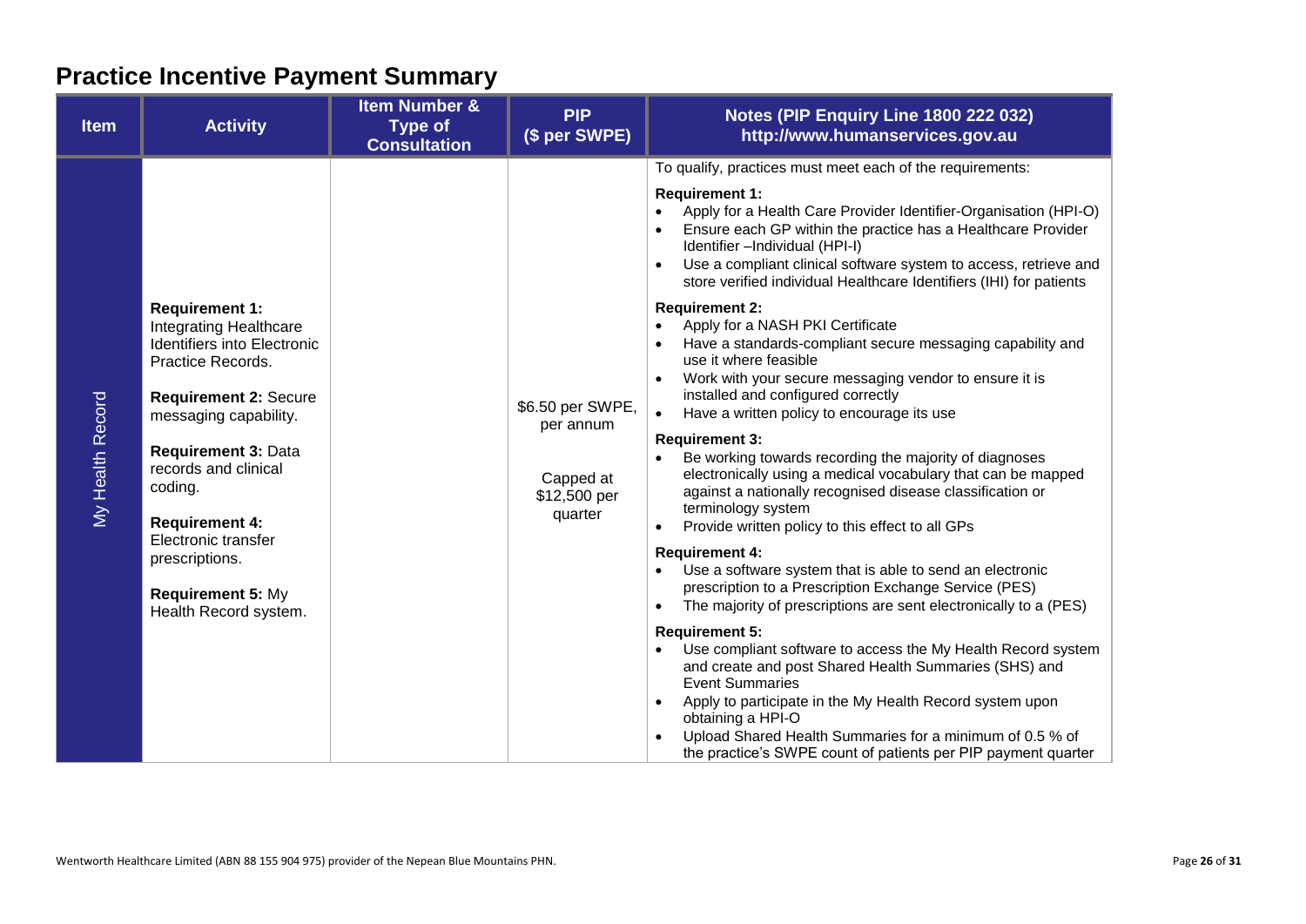# Practice Incentive Payment Summary

| Item | Activity | Item Number & Type of Consultation | PIP ($ per SWPE) | Notes (PIP Enquiry Line 1800 222 032) http://www.humanservices.gov.au |
|---|---|---|---|---|
| My Health Record | **Requirement 1:** Integrating Healthcare Identifiers into Electronic Practice Records.<br><br>**Requirement 2:** Secure messaging capability.<br><br>**Requirement 3:** Data records and clinical coding.<br><br>**Requirement 4:** Electronic transfer prescriptions.<br><br>**Requirement 5:** My Health Record system. | | $6.50 per SWPE, per annum<br><br>Capped at $12,500 per quarter | To qualify, practices must meet each of the requirements:<br><br>**Requirement 1:**<br>• Apply for a Health Care Provider Identifier-Organisation (HPI-O)<br>• Ensure each GP within the practice has a Healthcare Provider Identifier –Individual (HPI-I)<br>• Use a compliant clinical software system to access, retrieve and store verified individual Healthcare Identifiers (IHI) for patients<br><br>**Requirement 2:**<br>• Apply for a NASH PKI Certificate<br>• Have a standards-compliant secure messaging capability and use it where feasible<br>• Work with your secure messaging vendor to ensure it is installed and configured correctly<br>• Have a written policy to encourage its use<br><br>**Requirement 3:**<br>• Be working towards recording the majority of diagnoses electronically using a medical vocabulary that can be mapped against a nationally recognised disease classification or terminology system<br>• Provide written policy to this effect to all GPs<br><br>**Requirement 4:**<br>• Use a software system that is able to send an electronic prescription to a Prescription Exchange Service (PES)<br>• The majority of prescriptions are sent electronically to a (PES)<br><br>**Requirement 5:**<br>• Use compliant software to access the My Health Record system and create and post Shared Health Summaries (SHS) and Event Summaries<br>• Apply to participate in the My Health Record system upon obtaining a HPI-O<br>• Upload Shared Health Summaries for a minimum of 0.5 % of the practice's SWPE count of patients per PIP payment quarter |

Wentworth Healthcare Limited (ABN 88 155 904 975) provider of the Nepean Blue Mountains PHN.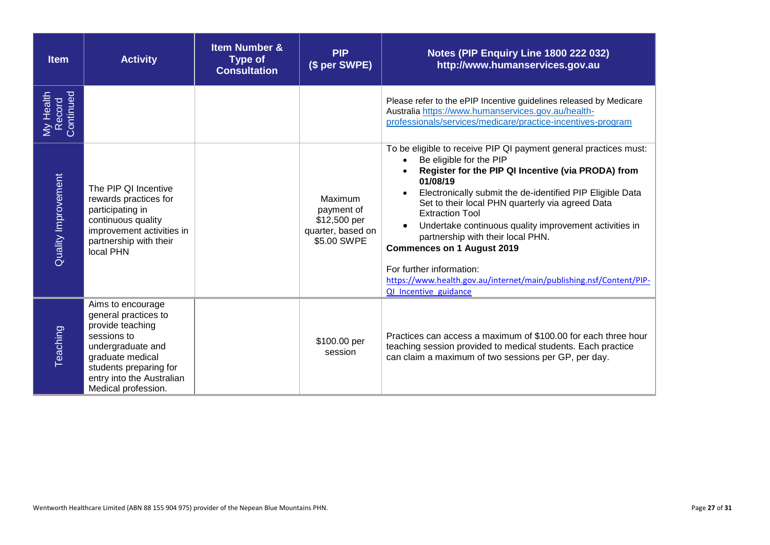| Item | Activity | Item Number & Type of Consultation | PIP ($ per SWPE) | Notes (PIP Enquiry Line 1800 222 032) http://www.humanservices.gov.au |
|---|---|---|---|---|
| My Health Record Continued | | | | Please refer to the ePIP Incentive guidelines released by Medicare Australia https://www.humanservices.gov.au/health-professionals/services/medicare/practice-incentives-program |
| Quality Improvement | The PIP QI Incentive rewards practices for participating in continuous quality improvement activities in partnership with their local PHN | | Maximum payment of $12,500 per quarter, based on $5.00 SWPE | To be eligible to receive PIP QI payment general practices must:<br>• Be eligible for the PIP<br>• **Register for the PIP QI Incentive (via PRODA) from 01/08/19**<br>• Electronically submit the de-identified PIP Eligible Data Set to their local PHN quarterly via agreed Data Extraction Tool<br>• Undertake continuous quality improvement activities in partnership with their local PHN.<br>**Commences on 1 August 2019**<br><br>For further information:<br>https://www.health.gov.au/internet/main/publishing.nsf/Content/PIP-QI_Incentive_guidance |
| Teaching | Aims to encourage general practices to provide teaching sessions to undergraduate and graduate medical students preparing for entry into the Australian Medical profession. | | $100.00 per session | Practices can access a maximum of $100.00 for each three hour teaching session provided to medical students. Each practice can claim a maximum of two sessions per GP, per day. |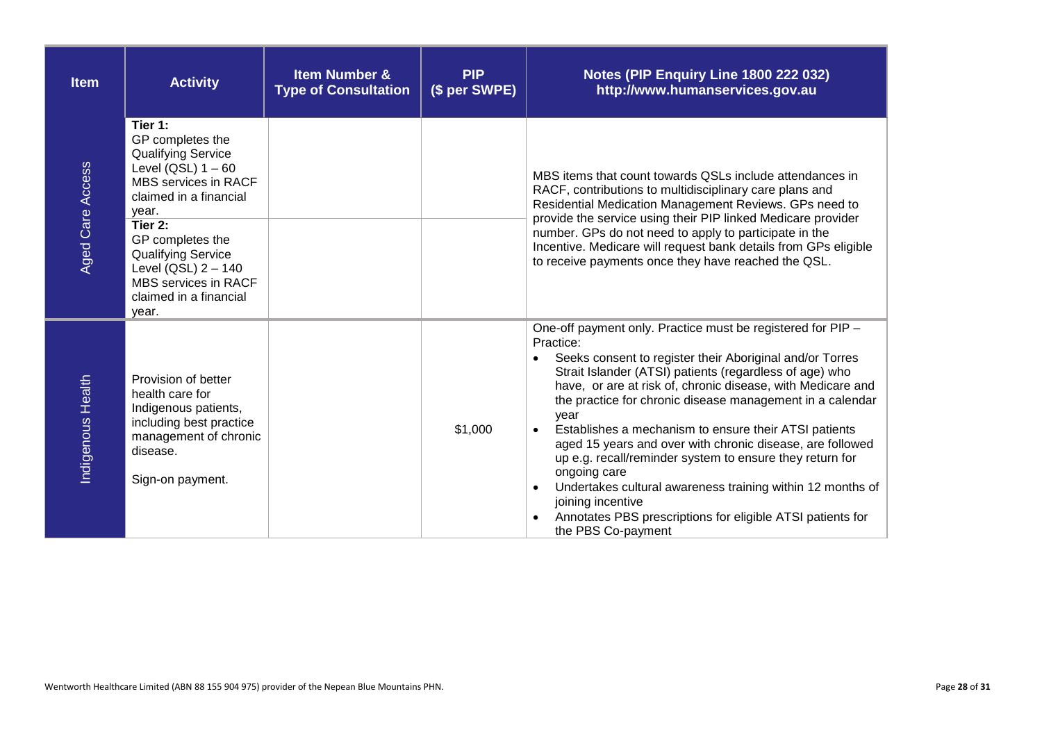| Item | Activity | Item Number & Type of Consultation | PIP ($ per SWPE) | Notes (PIP Enquiry Line 1800 222 032) http://www.humanservices.gov.au |
|---|---|---|---|---|
| Aged Care Access | **Tier 1:** GP completes the Qualifying Service Level (QSL) 1 – 60 MBS services in RACF claimed in a financial year. | | | MBS items that count towards QSLs include attendances in RACF, contributions to multidisciplinary care plans and Residential Medication Management Reviews. GPs need to provide the service using their PIP linked Medicare provider number. GPs do not need to apply to participate in the Incentive. Medicare will request bank details from GPs eligible to receive payments once they have reached the QSL. |
| | **Tier 2:** GP completes the Qualifying Service Level (QSL) 2 – 140 MBS services in RACF claimed in a financial year. | | | |
| Indigenous Health | Provision of better health care for Indigenous patients, including best practice management of chronic disease.<br><br>Sign-on payment. | | $1,000 | One-off payment only. Practice must be registered for PIP – Practice:<br>• Seeks consent to register their Aboriginal and/or Torres Strait Islander (ATSI) patients (regardless of age) who have, or are at risk of, chronic disease, with Medicare and the practice for chronic disease management in a calendar year<br>• Establishes a mechanism to ensure their ATSI patients aged 15 years and over with chronic disease, are followed up e.g. recall/reminder system to ensure they return for ongoing care<br>• Undertakes cultural awareness training within 12 months of joining incentive<br>• Annotates PBS prescriptions for eligible ATSI patients for the PBS Co-payment |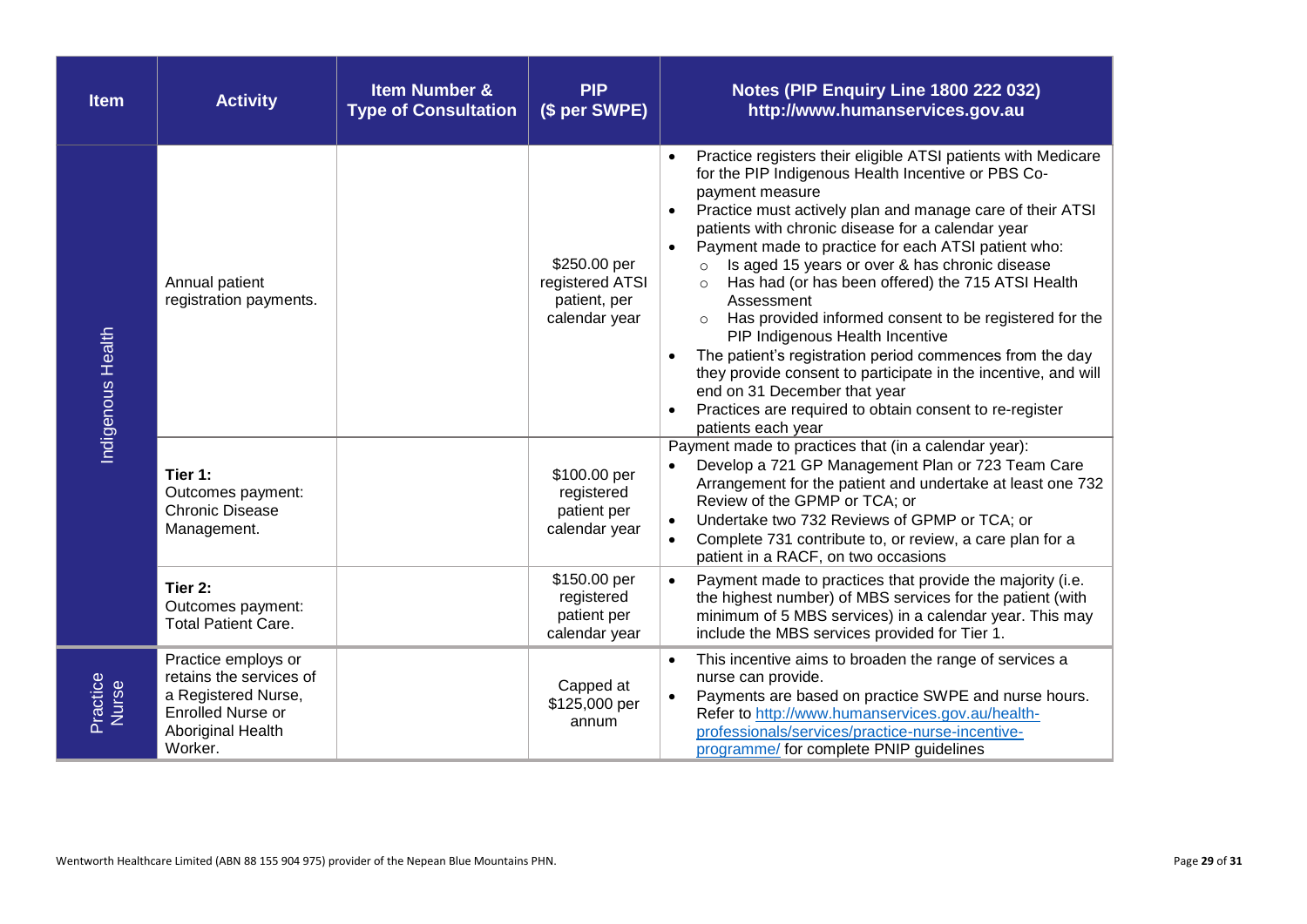| Item | Activity | Item Number & Type of Consultation | PIP ($ per SWPE) | Notes (PIP Enquiry Line 1800 222 032) http://www.humanservices.gov.au |
|---|---|---|---|---|
| Indigenous Health | Annual patient registration payments. | | $250.00 per registered ATSI patient, per calendar year | • Practice registers their eligible ATSI patients with Medicare for the PIP Indigenous Health Incentive or PBS Co-payment measure<br>• Practice must actively plan and manage care of their ATSI patients with chronic disease for a calendar year<br>• Payment made to practice for each ATSI patient who:<br>  ○ Is aged 15 years or over & has chronic disease<br>  ○ Has had (or has been offered) the 715 ATSI Health Assessment<br>  ○ Has provided informed consent to be registered for the PIP Indigenous Health Incentive<br>• The patient's registration period commences from the day they provide consent to participate in the incentive, and will end on 31 December that year<br>• Practices are required to obtain consent to re-register patients each year |
| | **Tier 1:** Outcomes payment: Chronic Disease Management. | | $100.00 per registered patient per calendar year | Payment made to practices that (in a calendar year):<br>• Develop a 721 GP Management Plan or 723 Team Care Arrangement for the patient and undertake at least one 732 Review of the GPMP or TCA; or<br>• Undertake two 732 Reviews of GPMP or TCA; or<br>• Complete 731 contribute to, or review, a care plan for a patient in a RACF, on two occasions |
| | **Tier 2:** Outcomes payment: Total Patient Care. | | $150.00 per registered patient per calendar year | • Payment made to practices that provide the majority (i.e. the highest number) of MBS services for the patient (with minimum of 5 MBS services) in a calendar year. This may include the MBS services provided for Tier 1. |
| Practice Nurse | Practice employs or retains the services of a Registered Nurse, Enrolled Nurse or Aboriginal Health Worker. | | Capped at $125,000 per annum | • This incentive aims to broaden the range of services a nurse can provide.<br>• Payments are based on practice SWPE and nurse hours. Refer to [http://www.humanservices.gov.au/health-professionals/services/practice-nurse-incentive-programme/](http://www.humanservices.gov.au/health-professionals/services/practice-nurse-incentive-programme/) for complete PNIP guidelines |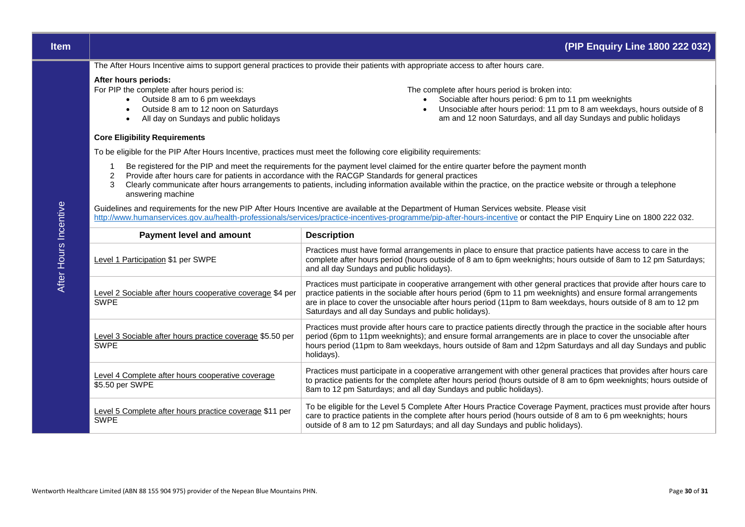| Item | (PIP Enquiry Line 1800 222 032) |
|---|---|

**After Hours Incentive**

The After Hours Incentive aims to support general practices to provide their patients with appropriate access to after hours care.

**After hours periods:**

For PIP the complete after hours period is:

- Outside 8 am to 6 pm weekdays
- Outside 8 am to 12 noon on Saturdays
- All day on Sundays and public holidays

The complete after hours period is broken into:

- Sociable after hours period: 6 pm to 11 pm weeknights
- Unsociable after hours period: 11 pm to 8 am weekdays, hours outside of 8 am and 12 noon Saturdays, and all day Sundays and public holidays

**Core Eligibility Requirements**

To be eligible for the PIP After Hours Incentive, practices must meet the following core eligibility requirements:

1. Be registered for the PIP and meet the requirements for the payment level claimed for the entire quarter before the payment month
2. Provide after hours care for patients in accordance with the RACGP Standards for general practices
3. Clearly communicate after hours arrangements to patients, including information available within the practice, on the practice website or through a telephone answering machine

Guidelines and requirements for the new PIP After Hours Incentive are available at the Department of Human Services website. Please visit http://www.humanservices.gov.au/health-professionals/services/practice-incentives-programme/pip-after-hours-incentive or contact the PIP Enquiry Line on 1800 222 032.

| Payment level and amount | Description |
|---|---|
| Level 1 Participation $1 per SWPE | Practices must have formal arrangements in place to ensure that practice patients have access to care in the complete after hours period (hours outside of 8 am to 6pm weeknights; hours outside of 8am to 12 pm Saturdays; and all day Sundays and public holidays). |
| Level 2 Sociable after hours cooperative coverage $4 per SWPE | Practices must participate in cooperative arrangement with other general practices that provide after hours care to practice patients in the sociable after hours period (6pm to 11 pm weeknights) and ensure formal arrangements are in place to cover the unsociable after hours period (11pm to 8am weekdays, hours outside of 8 am to 12 pm Saturdays and all day Sundays and public holidays). |
| Level 3 Sociable after hours practice coverage $5.50 per SWPE | Practices must provide after hours care to practice patients directly through the practice in the sociable after hours period (6pm to 11pm weeknights); and ensure formal arrangements are in place to cover the unsociable after hours period (11pm to 8am weekdays, hours outside of 8am and 12pm Saturdays and all day Sundays and public holidays). |
| Level 4 Complete after hours cooperative coverage $5.50 per SWPE | Practices must participate in a cooperative arrangement with other general practices that provides after hours care to practice patients for the complete after hours period (hours outside of 8 am to 6pm weeknights; hours outside of 8am to 12 pm Saturdays; and all day Sundays and public holidays). |
| Level 5 Complete after hours practice coverage $11 per SWPE | To be eligible for the Level 5 Complete After Hours Practice Coverage Payment, practices must provide after hours care to practice patients in the complete after hours period (hours outside of 8 am to 6 pm weeknights; hours outside of 8 am to 12 pm Saturdays; and all day Sundays and public holidays). |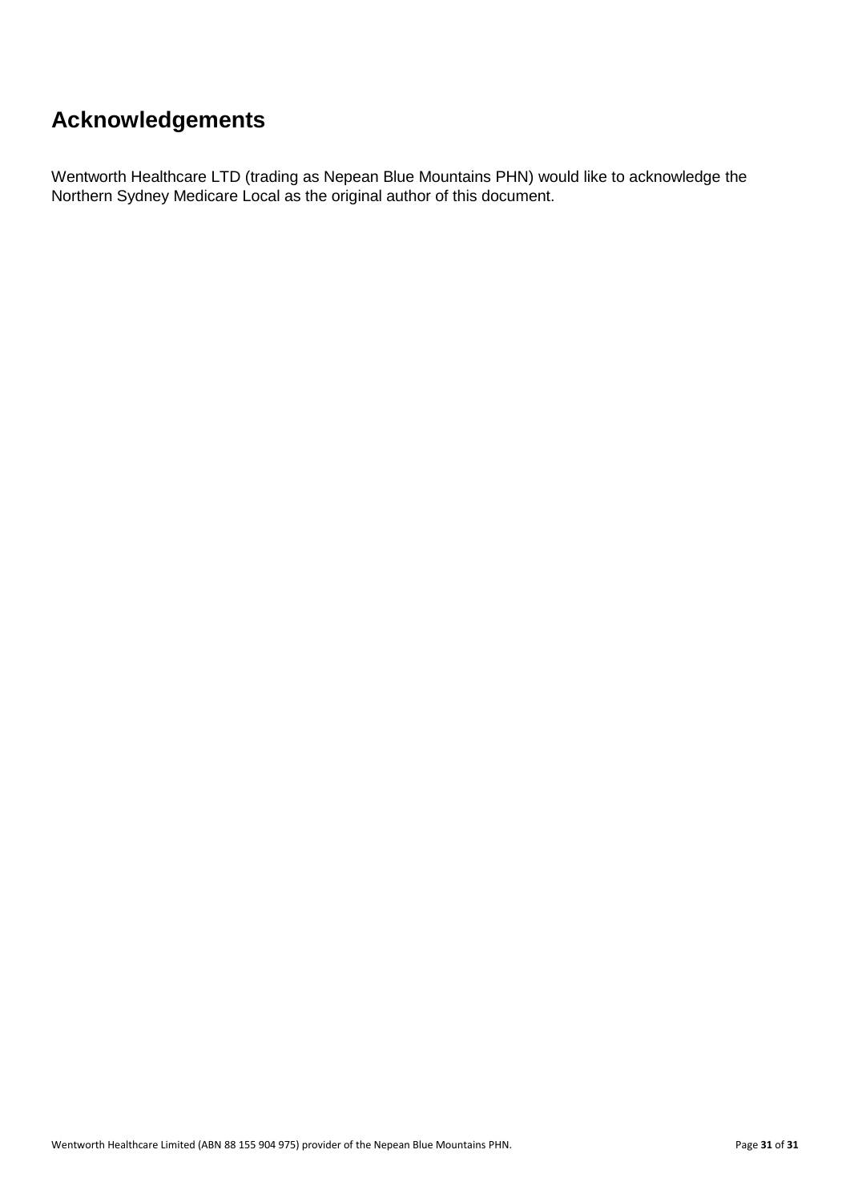# Acknowledgements

Wentworth Healthcare LTD (trading as Nepean Blue Mountains PHN) would like to acknowledge the Northern Sydney Medicare Local as the original author of this document.